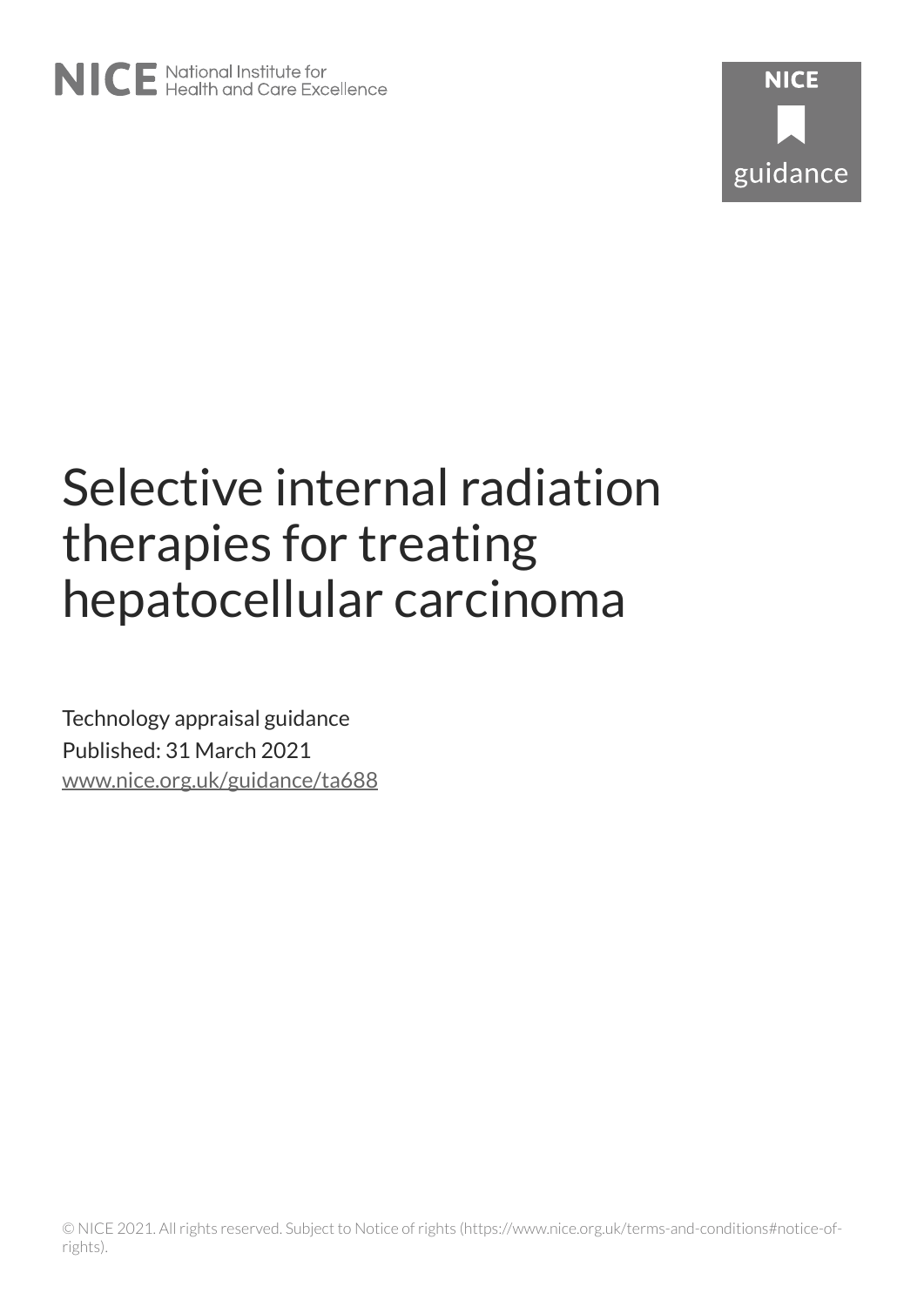NICE National Institute for Health and Care Excellence

NICE guidance

# Selective internal radiation therapies for treating hepatocellular carcinoma

Technology appraisal guidance

Published: 31 March 2021

www.nice.org.uk/guidance/ta688

© NICE 2021. All rights reserved. Subject to Notice of rights (https://www.nice.org.uk/terms-and-conditions#notice-of-rights).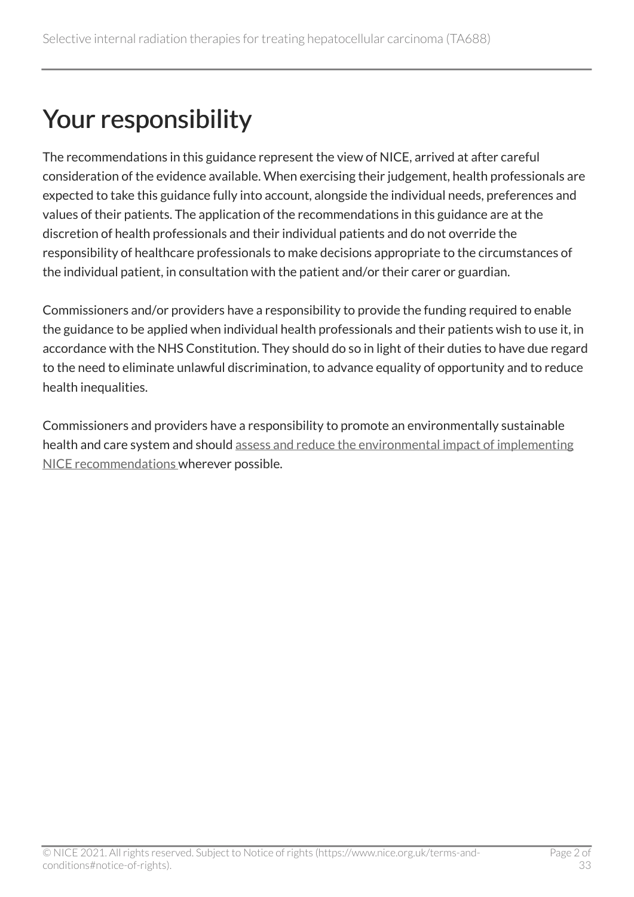# Your responsibility

The recommendations in this guidance represent the view of NICE, arrived at after careful consideration of the evidence available. When exercising their judgement, health professionals are expected to take this guidance fully into account, alongside the individual needs, preferences and values of their patients. The application of the recommendations in this guidance are at the discretion of health professionals and their individual patients and do not override the responsibility of healthcare professionals to make decisions appropriate to the circumstances of the individual patient, in consultation with the patient and/or their carer or guardian.

Commissioners and/or providers have a responsibility to provide the funding required to enable the guidance to be applied when individual health professionals and their patients wish to use it, in accordance with the NHS Constitution. They should do so in light of their duties to have due regard to the need to eliminate unlawful discrimination, to advance equality of opportunity and to reduce health inequalities.

Commissioners and providers have a responsibility to promote an environmentally sustainable health and care system and should assess and reduce the environmental impact of implementing NICE recommendations wherever possible.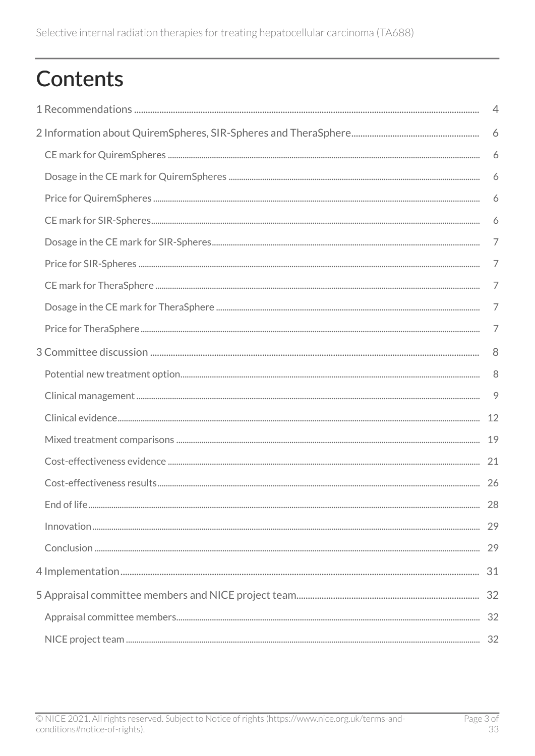# Contents

1 Recommendations ..... 4

2 Information about QuiremSpheres, SIR-Spheres and TheraSphere ..... 6

- CE mark for QuiremSpheres ..... 6
- Dosage in the CE mark for QuiremSpheres ..... 6
- Price for QuiremSpheres ..... 6
- CE mark for SIR-Spheres ..... 6
- Dosage in the CE mark for SIR-Spheres ..... 7
- Price for SIR-Spheres ..... 7
- CE mark for TheraSphere ..... 7
- Dosage in the CE mark for TheraSphere ..... 7
- Price for TheraSphere ..... 7

3 Committee discussion ..... 8

- Potential new treatment option ..... 8
- Clinical management ..... 9
- Clinical evidence ..... 12
- Mixed treatment comparisons ..... 19
- Cost-effectiveness evidence ..... 21
- Cost-effectiveness results ..... 26
- End of life ..... 28
- Innovation ..... 29
- Conclusion ..... 29

4 Implementation ..... 31

5 Appraisal committee members and NICE project team ..... 32

- Appraisal committee members ..... 32
- NICE project team ..... 32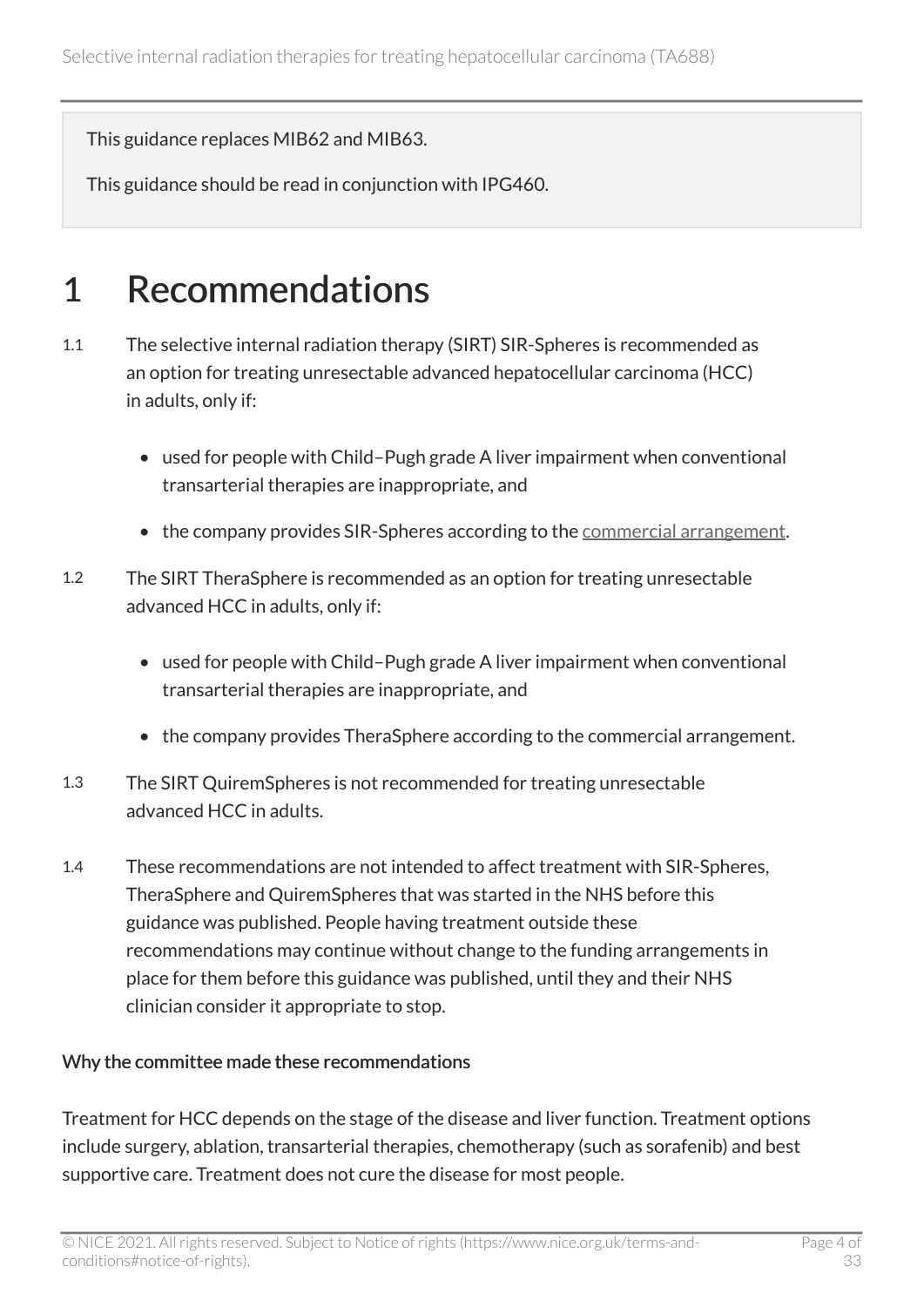This guidance replaces MIB62 and MIB63.

This guidance should be read in conjunction with IPG460.

# 1 Recommendations

1.1 The selective internal radiation therapy (SIRT) SIR-Spheres is recommended as an option for treating unresectable advanced hepatocellular carcinoma (HCC) in adults, only if:

- used for people with Child–Pugh grade A liver impairment when conventional transarterial therapies are inappropriate, and
- the company provides SIR-Spheres according to the commercial arrangement.

1.2 The SIRT TheraSphere is recommended as an option for treating unresectable advanced HCC in adults, only if:

- used for people with Child–Pugh grade A liver impairment when conventional transarterial therapies are inappropriate, and
- the company provides TheraSphere according to the commercial arrangement.

1.3 The SIRT QuiremSpheres is not recommended for treating unresectable advanced HCC in adults.

1.4 These recommendations are not intended to affect treatment with SIR-Spheres, TheraSphere and QuiremSpheres that was started in the NHS before this guidance was published. People having treatment outside these recommendations may continue without change to the funding arrangements in place for them before this guidance was published, until they and their NHS clinician consider it appropriate to stop.

### Why the committee made these recommendations

Treatment for HCC depends on the stage of the disease and liver function. Treatment options include surgery, ablation, transarterial therapies, chemotherapy (such as sorafenib) and best supportive care. Treatment does not cure the disease for most people.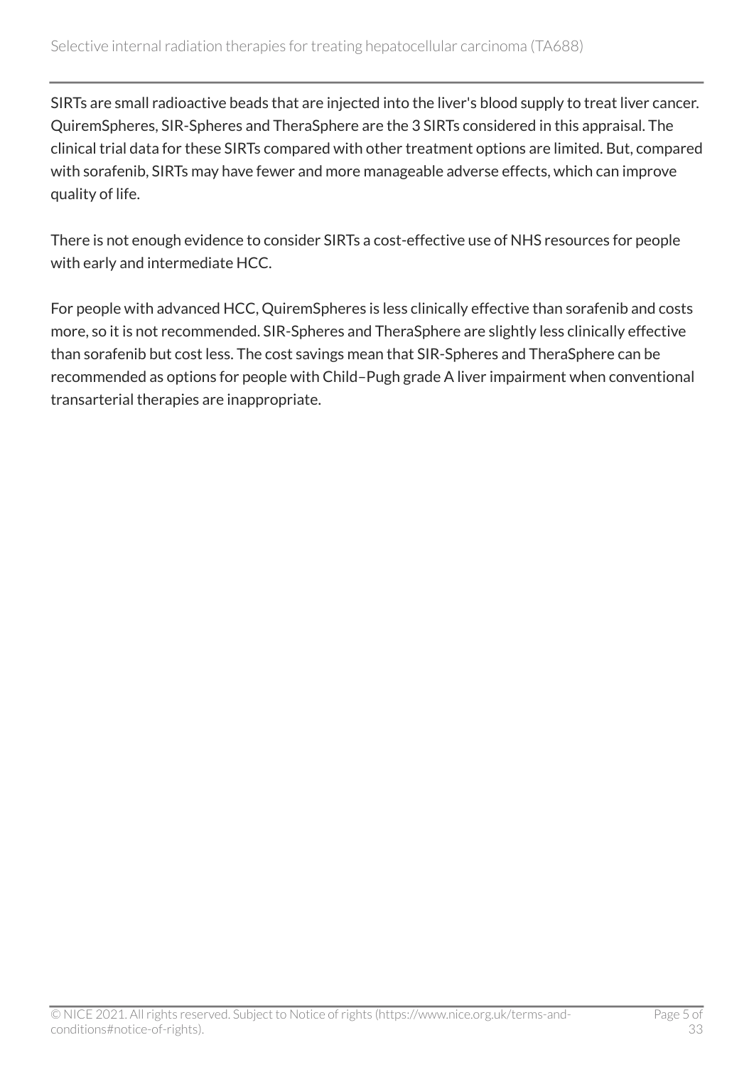SIRTs are small radioactive beads that are injected into the liver's blood supply to treat liver cancer. QuiremSpheres, SIR-Spheres and TheraSphere are the 3 SIRTs considered in this appraisal. The clinical trial data for these SIRTs compared with other treatment options are limited. But, compared with sorafenib, SIRTs may have fewer and more manageable adverse effects, which can improve quality of life.

There is not enough evidence to consider SIRTs a cost-effective use of NHS resources for people with early and intermediate HCC.

For people with advanced HCC, QuiremSpheres is less clinically effective than sorafenib and costs more, so it is not recommended. SIR-Spheres and TheraSphere are slightly less clinically effective than sorafenib but cost less. The cost savings mean that SIR-Spheres and TheraSphere can be recommended as options for people with Child–Pugh grade A liver impairment when conventional transarterial therapies are inappropriate.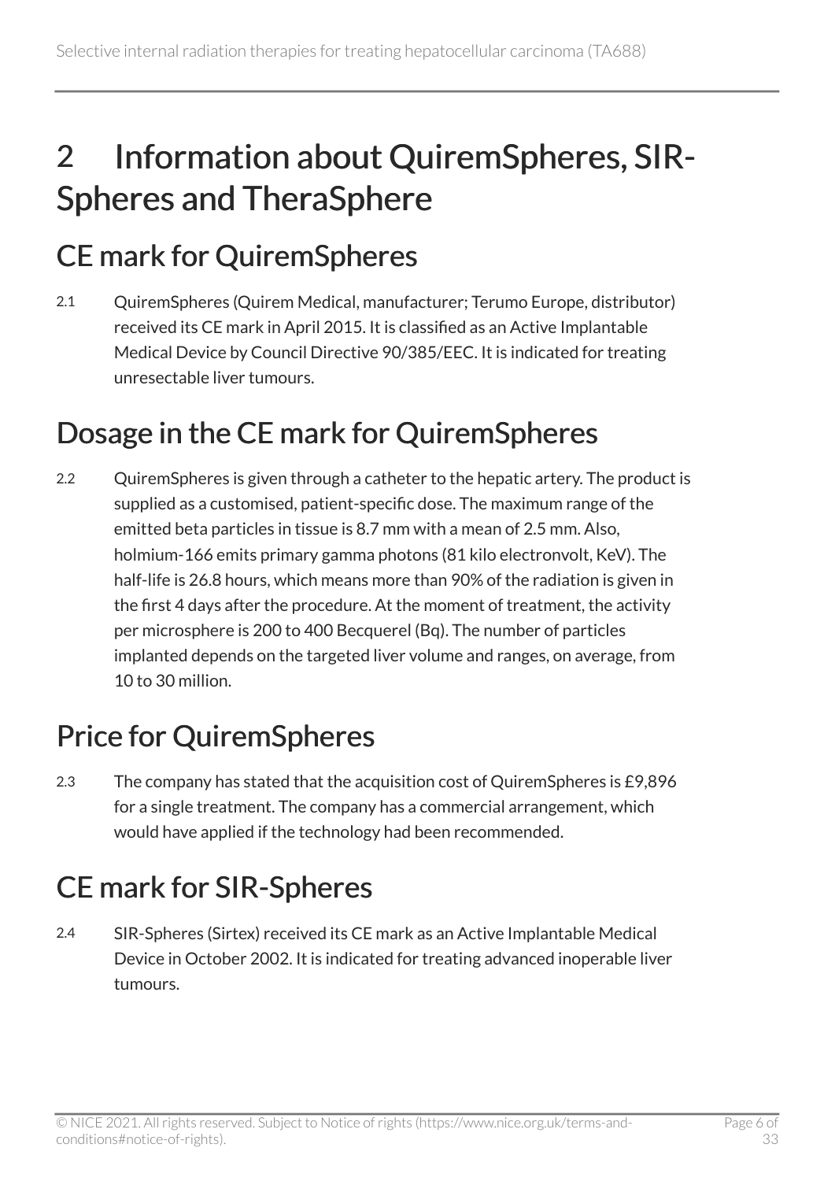# 2 Information about QuiremSpheres, SIR-Spheres and TheraSphere

## CE mark for QuiremSpheres

2.1 QuiremSpheres (Quirem Medical, manufacturer; Terumo Europe, distributor) received its CE mark in April 2015. It is classified as an Active Implantable Medical Device by Council Directive 90/385/EEC. It is indicated for treating unresectable liver tumours.

## Dosage in the CE mark for QuiremSpheres

2.2 QuiremSpheres is given through a catheter to the hepatic artery. The product is supplied as a customised, patient-specific dose. The maximum range of the emitted beta particles in tissue is 8.7 mm with a mean of 2.5 mm. Also, holmium-166 emits primary gamma photons (81 kilo electronvolt, KeV). The half-life is 26.8 hours, which means more than 90% of the radiation is given in the first 4 days after the procedure. At the moment of treatment, the activity per microsphere is 200 to 400 Becquerel (Bq). The number of particles implanted depends on the targeted liver volume and ranges, on average, from 10 to 30 million.

## Price for QuiremSpheres

2.3 The company has stated that the acquisition cost of QuiremSpheres is £9,896 for a single treatment. The company has a commercial arrangement, which would have applied if the technology had been recommended.

## CE mark for SIR-Spheres

2.4 SIR-Spheres (Sirtex) received its CE mark as an Active Implantable Medical Device in October 2002. It is indicated for treating advanced inoperable liver tumours.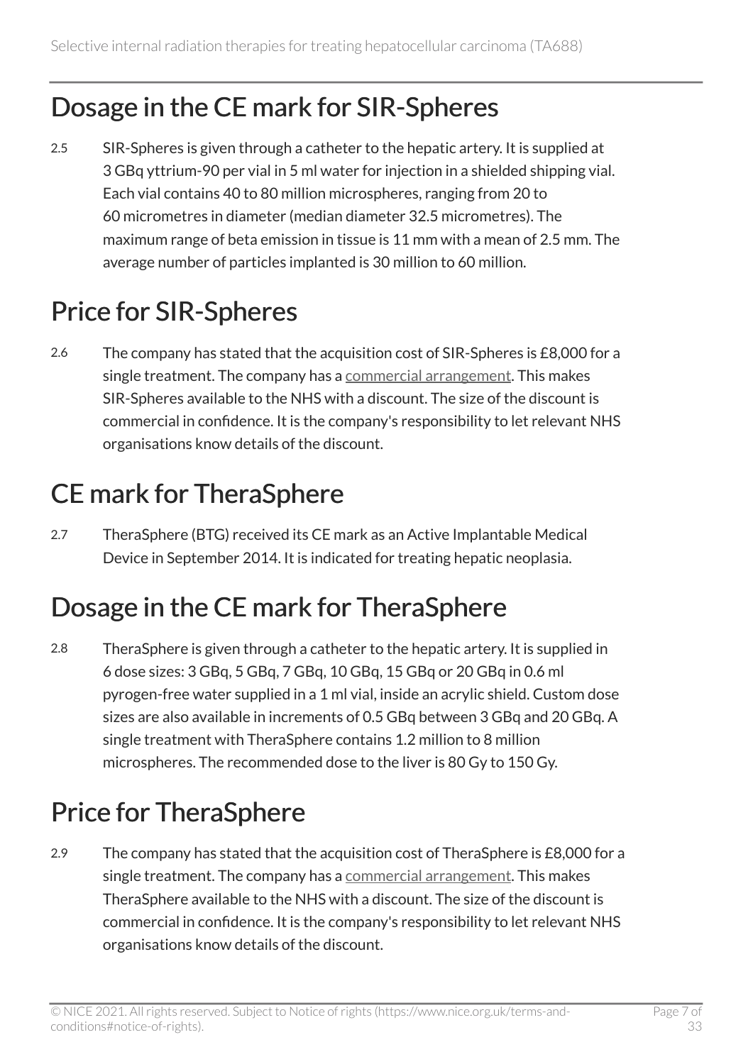## Dosage in the CE mark for SIR-Spheres

2.5 SIR-Spheres is given through a catheter to the hepatic artery. It is supplied at 3 GBq yttrium-90 per vial in 5 ml water for injection in a shielded shipping vial. Each vial contains 40 to 80 million microspheres, ranging from 20 to 60 micrometres in diameter (median diameter 32.5 micrometres). The maximum range of beta emission in tissue is 11 mm with a mean of 2.5 mm. The average number of particles implanted is 30 million to 60 million.

## Price for SIR-Spheres

2.6 The company has stated that the acquisition cost of SIR-Spheres is £8,000 for a single treatment. The company has a commercial arrangement. This makes SIR-Spheres available to the NHS with a discount. The size of the discount is commercial in confidence. It is the company's responsibility to let relevant NHS organisations know details of the discount.

## CE mark for TheraSphere

2.7 TheraSphere (BTG) received its CE mark as an Active Implantable Medical Device in September 2014. It is indicated for treating hepatic neoplasia.

## Dosage in the CE mark for TheraSphere

2.8 TheraSphere is given through a catheter to the hepatic artery. It is supplied in 6 dose sizes: 3 GBq, 5 GBq, 7 GBq, 10 GBq, 15 GBq or 20 GBq in 0.6 ml pyrogen-free water supplied in a 1 ml vial, inside an acrylic shield. Custom dose sizes are also available in increments of 0.5 GBq between 3 GBq and 20 GBq. A single treatment with TheraSphere contains 1.2 million to 8 million microspheres. The recommended dose to the liver is 80 Gy to 150 Gy.

## Price for TheraSphere

2.9 The company has stated that the acquisition cost of TheraSphere is £8,000 for a single treatment. The company has a commercial arrangement. This makes TheraSphere available to the NHS with a discount. The size of the discount is commercial in confidence. It is the company's responsibility to let relevant NHS organisations know details of the discount.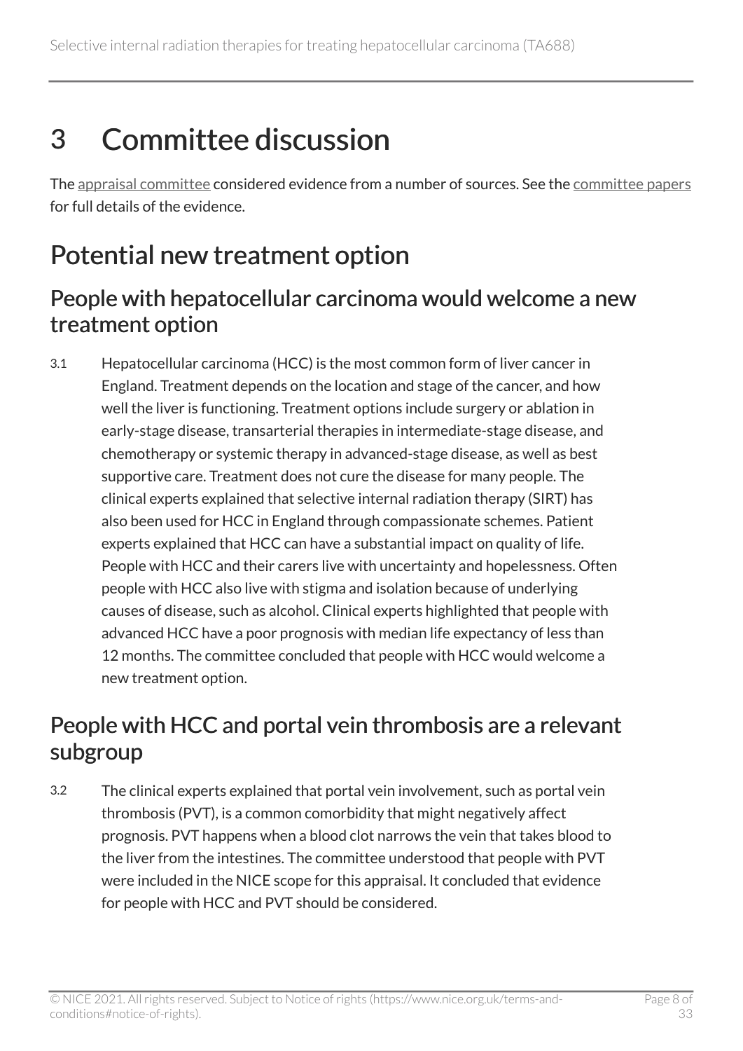# 3 Committee discussion

The appraisal committee considered evidence from a number of sources. See the committee papers for full details of the evidence.

## Potential new treatment option

### People with hepatocellular carcinoma would welcome a new treatment option

3.1 Hepatocellular carcinoma (HCC) is the most common form of liver cancer in England. Treatment depends on the location and stage of the cancer, and how well the liver is functioning. Treatment options include surgery or ablation in early-stage disease, transarterial therapies in intermediate-stage disease, and chemotherapy or systemic therapy in advanced-stage disease, as well as best supportive care. Treatment does not cure the disease for many people. The clinical experts explained that selective internal radiation therapy (SIRT) has also been used for HCC in England through compassionate schemes. Patient experts explained that HCC can have a substantial impact on quality of life. People with HCC and their carers live with uncertainty and hopelessness. Often people with HCC also live with stigma and isolation because of underlying causes of disease, such as alcohol. Clinical experts highlighted that people with advanced HCC have a poor prognosis with median life expectancy of less than 12 months. The committee concluded that people with HCC would welcome a new treatment option.

### People with HCC and portal vein thrombosis are a relevant subgroup

3.2 The clinical experts explained that portal vein involvement, such as portal vein thrombosis (PVT), is a common comorbidity that might negatively affect prognosis. PVT happens when a blood clot narrows the vein that takes blood to the liver from the intestines. The committee understood that people with PVT were included in the NICE scope for this appraisal. It concluded that evidence for people with HCC and PVT should be considered.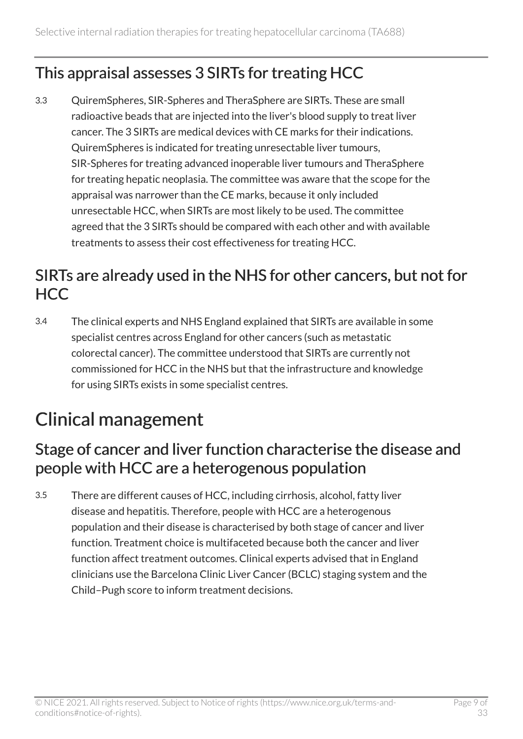## This appraisal assesses 3 SIRTs for treating HCC

3.3 QuiremSpheres, SIR-Spheres and TheraSphere are SIRTs. These are small radioactive beads that are injected into the liver's blood supply to treat liver cancer. The 3 SIRTs are medical devices with CE marks for their indications. QuiremSpheres is indicated for treating unresectable liver tumours, SIR-Spheres for treating advanced inoperable liver tumours and TheraSphere for treating hepatic neoplasia. The committee was aware that the scope for the appraisal was narrower than the CE marks, because it only included unresectable HCC, when SIRTs are most likely to be used. The committee agreed that the 3 SIRTs should be compared with each other and with available treatments to assess their cost effectiveness for treating HCC.

## SIRTs are already used in the NHS for other cancers, but not for HCC

3.4 The clinical experts and NHS England explained that SIRTs are available in some specialist centres across England for other cancers (such as metastatic colorectal cancer). The committee understood that SIRTs are currently not commissioned for HCC in the NHS but that the infrastructure and knowledge for using SIRTs exists in some specialist centres.

# Clinical management

## Stage of cancer and liver function characterise the disease and people with HCC are a heterogenous population

3.5 There are different causes of HCC, including cirrhosis, alcohol, fatty liver disease and hepatitis. Therefore, people with HCC are a heterogenous population and their disease is characterised by both stage of cancer and liver function. Treatment choice is multifaceted because both the cancer and liver function affect treatment outcomes. Clinical experts advised that in England clinicians use the Barcelona Clinic Liver Cancer (BCLC) staging system and the Child–Pugh score to inform treatment decisions.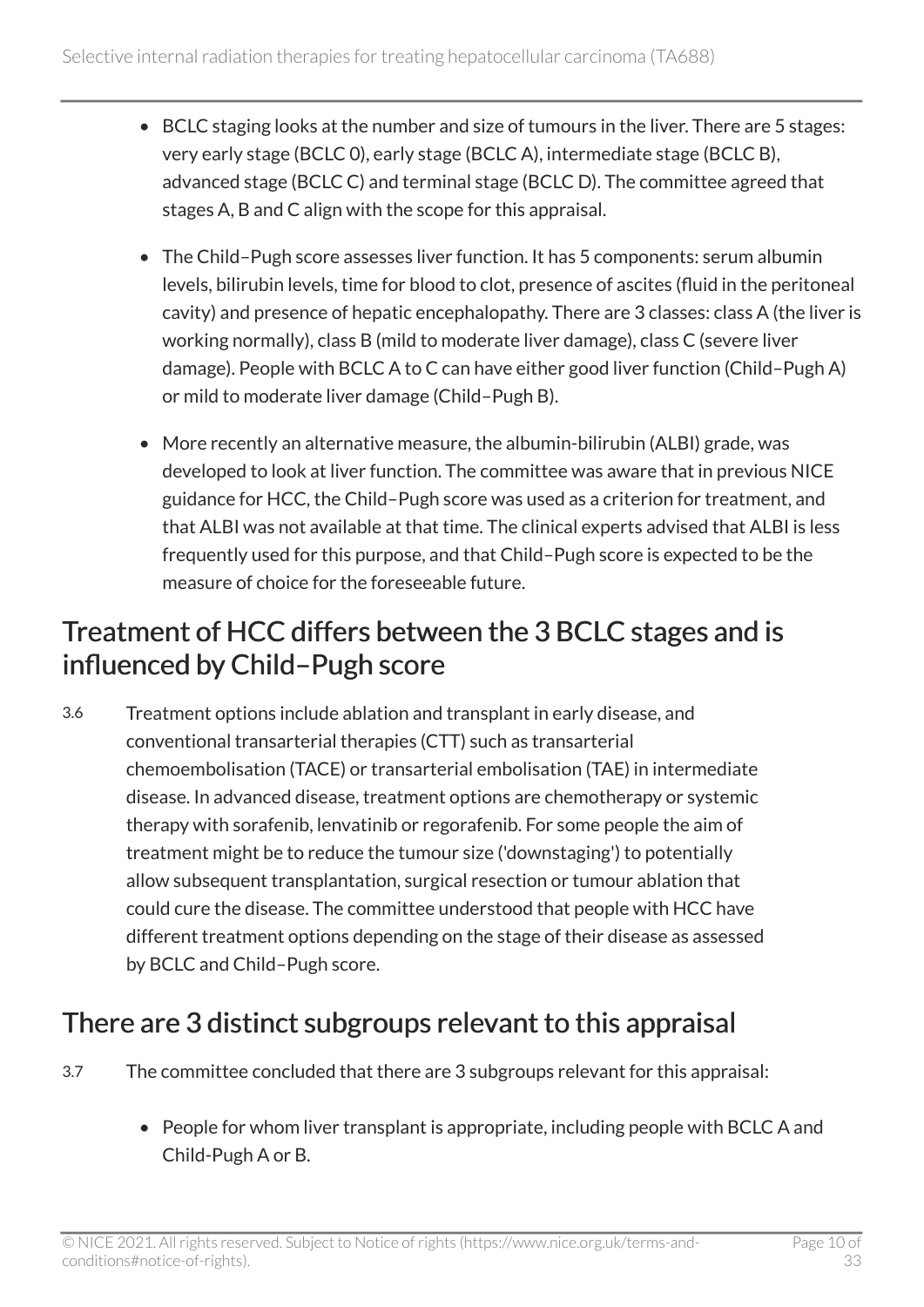- BCLC staging looks at the number and size of tumours in the liver. There are 5 stages: very early stage (BCLC 0), early stage (BCLC A), intermediate stage (BCLC B), advanced stage (BCLC C) and terminal stage (BCLC D). The committee agreed that stages A, B and C align with the scope for this appraisal.
- The Child–Pugh score assesses liver function. It has 5 components: serum albumin levels, bilirubin levels, time for blood to clot, presence of ascites (fluid in the peritoneal cavity) and presence of hepatic encephalopathy. There are 3 classes: class A (the liver is working normally), class B (mild to moderate liver damage), class C (severe liver damage). People with BCLC A to C can have either good liver function (Child–Pugh A) or mild to moderate liver damage (Child–Pugh B).
- More recently an alternative measure, the albumin-bilirubin (ALBI) grade, was developed to look at liver function. The committee was aware that in previous NICE guidance for HCC, the Child–Pugh score was used as a criterion for treatment, and that ALBI was not available at that time. The clinical experts advised that ALBI is less frequently used for this purpose, and that Child–Pugh score is expected to be the measure of choice for the foreseeable future.

## Treatment of HCC differs between the 3 BCLC stages and is influenced by Child–Pugh score

3.6 Treatment options include ablation and transplant in early disease, and conventional transarterial therapies (CTT) such as transarterial chemoembolisation (TACE) or transarterial embolisation (TAE) in intermediate disease. In advanced disease, treatment options are chemotherapy or systemic therapy with sorafenib, lenvatinib or regorafenib. For some people the aim of treatment might be to reduce the tumour size ('downstaging') to potentially allow subsequent transplantation, surgical resection or tumour ablation that could cure the disease. The committee understood that people with HCC have different treatment options depending on the stage of their disease as assessed by BCLC and Child–Pugh score.

## There are 3 distinct subgroups relevant to this appraisal

3.7 The committee concluded that there are 3 subgroups relevant for this appraisal:

- People for whom liver transplant is appropriate, including people with BCLC A and Child-Pugh A or B.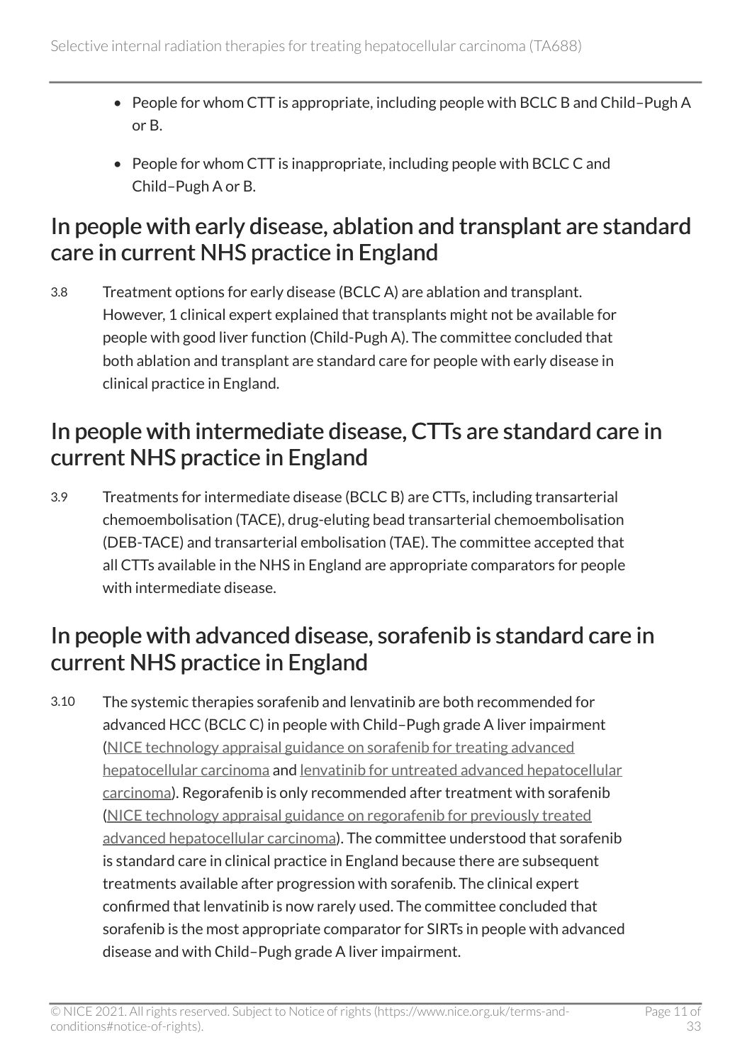- People for whom CTT is appropriate, including people with BCLC B and Child–Pugh A or B.
- People for whom CTT is inappropriate, including people with BCLC C and Child–Pugh A or B.

## In people with early disease, ablation and transplant are standard care in current NHS practice in England

3.8 Treatment options for early disease (BCLC A) are ablation and transplant. However, 1 clinical expert explained that transplants might not be available for people with good liver function (Child-Pugh A). The committee concluded that both ablation and transplant are standard care for people with early disease in clinical practice in England.

## In people with intermediate disease, CTTs are standard care in current NHS practice in England

3.9 Treatments for intermediate disease (BCLC B) are CTTs, including transarterial chemoembolisation (TACE), drug-eluting bead transarterial chemoembolisation (DEB-TACE) and transarterial embolisation (TAE). The committee accepted that all CTTs available in the NHS in England are appropriate comparators for people with intermediate disease.

## In people with advanced disease, sorafenib is standard care in current NHS practice in England

3.10 The systemic therapies sorafenib and lenvatinib are both recommended for advanced HCC (BCLC C) in people with Child–Pugh grade A liver impairment (NICE technology appraisal guidance on sorafenib for treating advanced hepatocellular carcinoma and lenvatinib for untreated advanced hepatocellular carcinoma). Regorafenib is only recommended after treatment with sorafenib (NICE technology appraisal guidance on regorafenib for previously treated advanced hepatocellular carcinoma). The committee understood that sorafenib is standard care in clinical practice in England because there are subsequent treatments available after progression with sorafenib. The clinical expert confirmed that lenvatinib is now rarely used. The committee concluded that sorafenib is the most appropriate comparator for SIRTs in people with advanced disease and with Child–Pugh grade A liver impairment.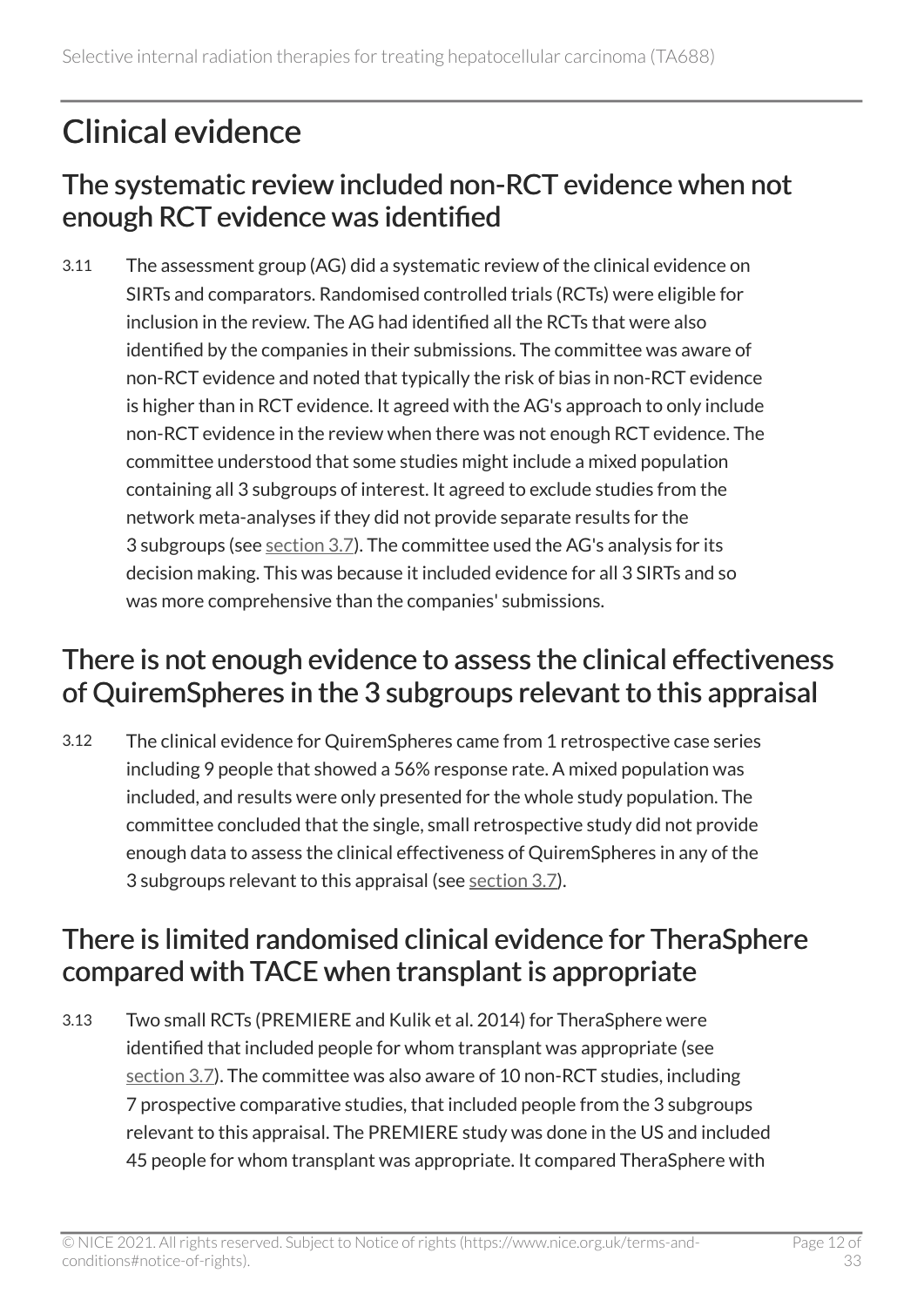## Clinical evidence

### The systematic review included non-RCT evidence when not enough RCT evidence was identified

3.11 The assessment group (AG) did a systematic review of the clinical evidence on SIRTs and comparators. Randomised controlled trials (RCTs) were eligible for inclusion in the review. The AG had identified all the RCTs that were also identified by the companies in their submissions. The committee was aware of non-RCT evidence and noted that typically the risk of bias in non-RCT evidence is higher than in RCT evidence. It agreed with the AG's approach to only include non-RCT evidence in the review when there was not enough RCT evidence. The committee understood that some studies might include a mixed population containing all 3 subgroups of interest. It agreed to exclude studies from the network meta-analyses if they did not provide separate results for the 3 subgroups (see section 3.7). The committee used the AG's analysis for its decision making. This was because it included evidence for all 3 SIRTs and so was more comprehensive than the companies' submissions.

### There is not enough evidence to assess the clinical effectiveness of QuiremSpheres in the 3 subgroups relevant to this appraisal

3.12 The clinical evidence for QuiremSpheres came from 1 retrospective case series including 9 people that showed a 56% response rate. A mixed population was included, and results were only presented for the whole study population. The committee concluded that the single, small retrospective study did not provide enough data to assess the clinical effectiveness of QuiremSpheres in any of the 3 subgroups relevant to this appraisal (see section 3.7).

### There is limited randomised clinical evidence for TheraSphere compared with TACE when transplant is appropriate

3.13 Two small RCTs (PREMIERE and Kulik et al. 2014) for TheraSphere were identified that included people for whom transplant was appropriate (see section 3.7). The committee was also aware of 10 non-RCT studies, including 7 prospective comparative studies, that included people from the 3 subgroups relevant to this appraisal. The PREMIERE study was done in the US and included 45 people for whom transplant was appropriate. It compared TheraSphere with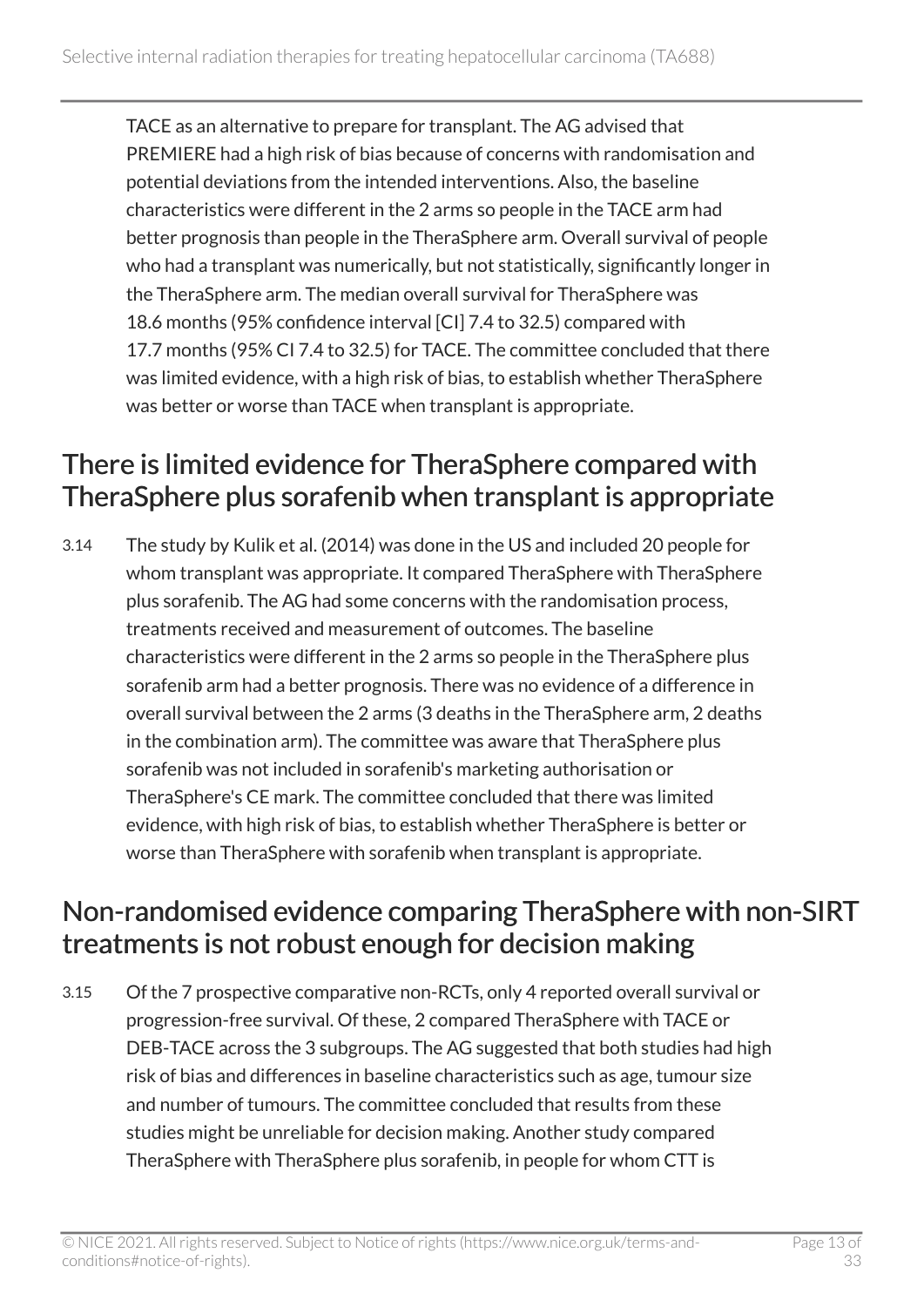TACE as an alternative to prepare for transplant. The AG advised that PREMIERE had a high risk of bias because of concerns with randomisation and potential deviations from the intended interventions. Also, the baseline characteristics were different in the 2 arms so people in the TACE arm had better prognosis than people in the TheraSphere arm. Overall survival of people who had a transplant was numerically, but not statistically, significantly longer in the TheraSphere arm. The median overall survival for TheraSphere was 18.6 months (95% confidence interval [CI] 7.4 to 32.5) compared with 17.7 months (95% CI 7.4 to 32.5) for TACE. The committee concluded that there was limited evidence, with a high risk of bias, to establish whether TheraSphere was better or worse than TACE when transplant is appropriate.

## There is limited evidence for TheraSphere compared with TheraSphere plus sorafenib when transplant is appropriate

3.14 The study by Kulik et al. (2014) was done in the US and included 20 people for whom transplant was appropriate. It compared TheraSphere with TheraSphere plus sorafenib. The AG had some concerns with the randomisation process, treatments received and measurement of outcomes. The baseline characteristics were different in the 2 arms so people in the TheraSphere plus sorafenib arm had a better prognosis. There was no evidence of a difference in overall survival between the 2 arms (3 deaths in the TheraSphere arm, 2 deaths in the combination arm). The committee was aware that TheraSphere plus sorafenib was not included in sorafenib's marketing authorisation or TheraSphere's CE mark. The committee concluded that there was limited evidence, with high risk of bias, to establish whether TheraSphere is better or worse than TheraSphere with sorafenib when transplant is appropriate.

## Non-randomised evidence comparing TheraSphere with non-SIRT treatments is not robust enough for decision making

3.15 Of the 7 prospective comparative non-RCTs, only 4 reported overall survival or progression-free survival. Of these, 2 compared TheraSphere with TACE or DEB-TACE across the 3 subgroups. The AG suggested that both studies had high risk of bias and differences in baseline characteristics such as age, tumour size and number of tumours. The committee concluded that results from these studies might be unreliable for decision making. Another study compared TheraSphere with TheraSphere plus sorafenib, in people for whom CTT is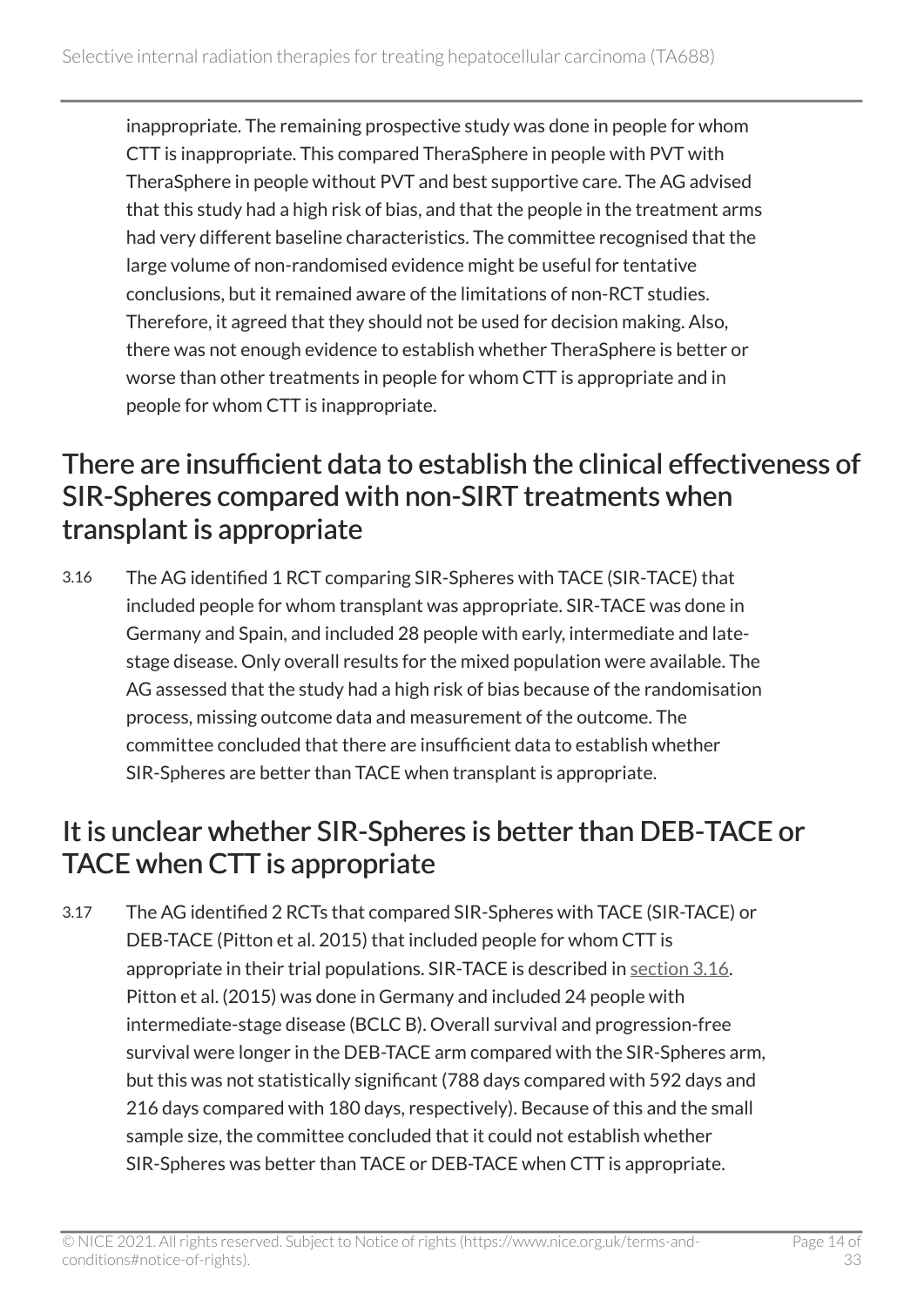inappropriate. The remaining prospective study was done in people for whom CTT is inappropriate. This compared TheraSphere in people with PVT with TheraSphere in people without PVT and best supportive care. The AG advised that this study had a high risk of bias, and that the people in the treatment arms had very different baseline characteristics. The committee recognised that the large volume of non-randomised evidence might be useful for tentative conclusions, but it remained aware of the limitations of non-RCT studies. Therefore, it agreed that they should not be used for decision making. Also, there was not enough evidence to establish whether TheraSphere is better or worse than other treatments in people for whom CTT is appropriate and in people for whom CTT is inappropriate.

## There are insufficient data to establish the clinical effectiveness of SIR-Spheres compared with non-SIRT treatments when transplant is appropriate

3.16 The AG identified 1 RCT comparing SIR-Spheres with TACE (SIR-TACE) that included people for whom transplant was appropriate. SIR-TACE was done in Germany and Spain, and included 28 people with early, intermediate and late-stage disease. Only overall results for the mixed population were available. The AG assessed that the study had a high risk of bias because of the randomisation process, missing outcome data and measurement of the outcome. The committee concluded that there are insufficient data to establish whether SIR-Spheres are better than TACE when transplant is appropriate.

## It is unclear whether SIR-Spheres is better than DEB-TACE or TACE when CTT is appropriate

3.17 The AG identified 2 RCTs that compared SIR-Spheres with TACE (SIR-TACE) or DEB-TACE (Pitton et al. 2015) that included people for whom CTT is appropriate in their trial populations. SIR-TACE is described in section 3.16. Pitton et al. (2015) was done in Germany and included 24 people with intermediate-stage disease (BCLC B). Overall survival and progression-free survival were longer in the DEB-TACE arm compared with the SIR-Spheres arm, but this was not statistically significant (788 days compared with 592 days and 216 days compared with 180 days, respectively). Because of this and the small sample size, the committee concluded that it could not establish whether SIR-Spheres was better than TACE or DEB-TACE when CTT is appropriate.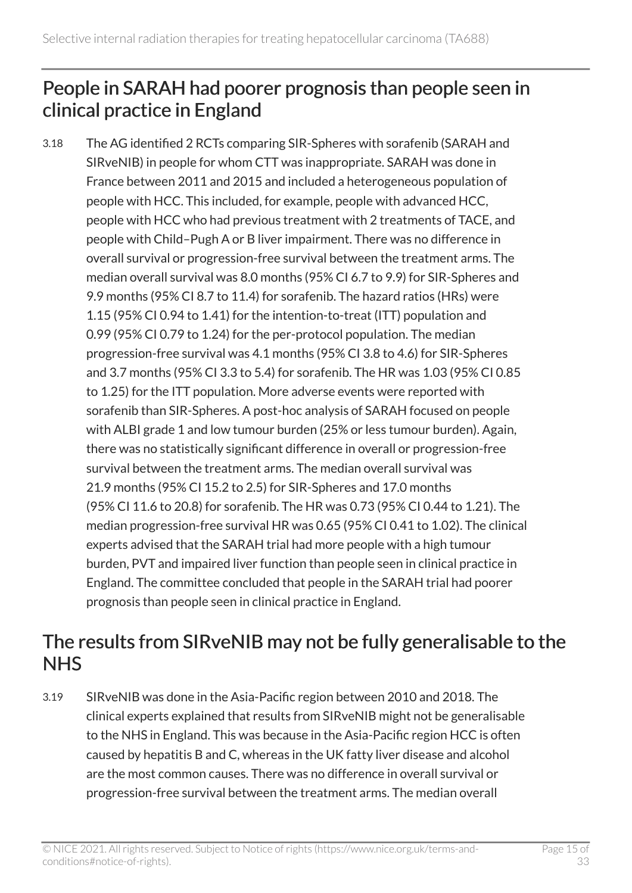## People in SARAH had poorer prognosis than people seen in clinical practice in England

3.18 The AG identified 2 RCTs comparing SIR-Spheres with sorafenib (SARAH and SIRveNIB) in people for whom CTT was inappropriate. SARAH was done in France between 2011 and 2015 and included a heterogeneous population of people with HCC. This included, for example, people with advanced HCC, people with HCC who had previous treatment with 2 treatments of TACE, and people with Child–Pugh A or B liver impairment. There was no difference in overall survival or progression-free survival between the treatment arms. The median overall survival was 8.0 months (95% CI 6.7 to 9.9) for SIR-Spheres and 9.9 months (95% CI 8.7 to 11.4) for sorafenib. The hazard ratios (HRs) were 1.15 (95% CI 0.94 to 1.41) for the intention-to-treat (ITT) population and 0.99 (95% CI 0.79 to 1.24) for the per-protocol population. The median progression-free survival was 4.1 months (95% CI 3.8 to 4.6) for SIR-Spheres and 3.7 months (95% CI 3.3 to 5.4) for sorafenib. The HR was 1.03 (95% CI 0.85 to 1.25) for the ITT population. More adverse events were reported with sorafenib than SIR-Spheres. A post-hoc analysis of SARAH focused on people with ALBI grade 1 and low tumour burden (25% or less tumour burden). Again, there was no statistically significant difference in overall or progression-free survival between the treatment arms. The median overall survival was 21.9 months (95% CI 15.2 to 2.5) for SIR-Spheres and 17.0 months (95% CI 11.6 to 20.8) for sorafenib. The HR was 0.73 (95% CI 0.44 to 1.21). The median progression-free survival HR was 0.65 (95% CI 0.41 to 1.02). The clinical experts advised that the SARAH trial had more people with a high tumour burden, PVT and impaired liver function than people seen in clinical practice in England. The committee concluded that people in the SARAH trial had poorer prognosis than people seen in clinical practice in England.

## The results from SIRveNIB may not be fully generalisable to the NHS

3.19 SIRveNIB was done in the Asia-Pacific region between 2010 and 2018. The clinical experts explained that results from SIRveNIB might not be generalisable to the NHS in England. This was because in the Asia-Pacific region HCC is often caused by hepatitis B and C, whereas in the UK fatty liver disease and alcohol are the most common causes. There was no difference in overall survival or progression-free survival between the treatment arms. The median overall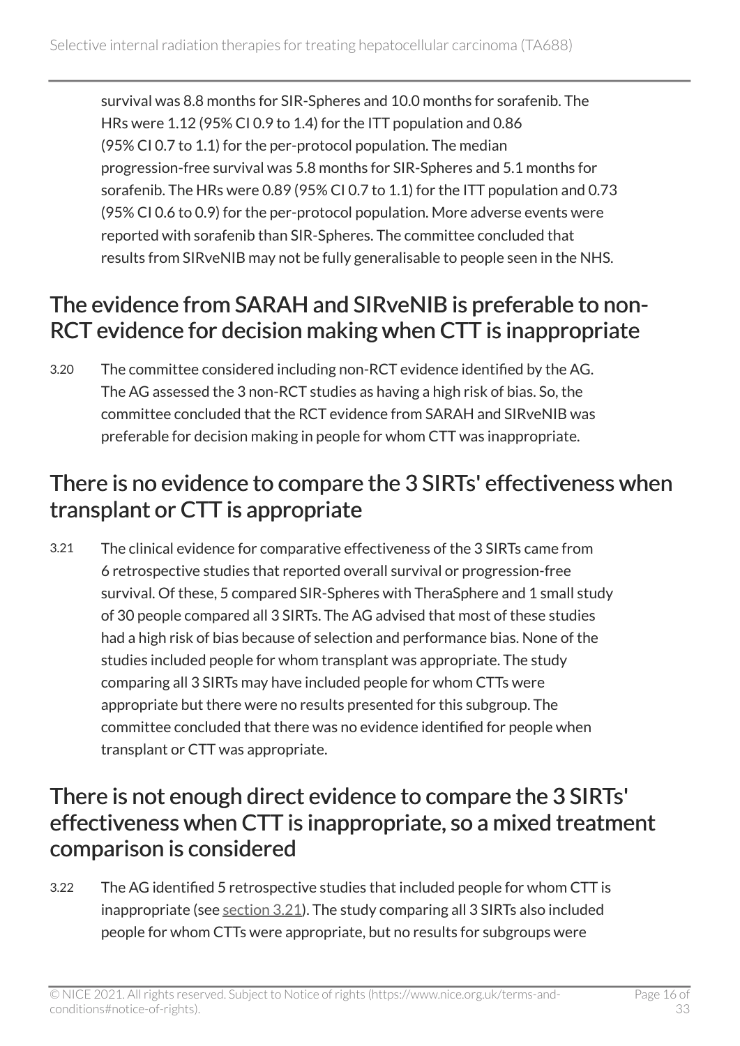survival was 8.8 months for SIR-Spheres and 10.0 months for sorafenib. The HRs were 1.12 (95% CI 0.9 to 1.4) for the ITT population and 0.86 (95% CI 0.7 to 1.1) for the per-protocol population. The median progression-free survival was 5.8 months for SIR-Spheres and 5.1 months for sorafenib. The HRs were 0.89 (95% CI 0.7 to 1.1) for the ITT population and 0.73 (95% CI 0.6 to 0.9) for the per-protocol population. More adverse events were reported with sorafenib than SIR-Spheres. The committee concluded that results from SIRveNIB may not be fully generalisable to people seen in the NHS.

## The evidence from SARAH and SIRveNIB is preferable to non-RCT evidence for decision making when CTT is inappropriate

3.20 The committee considered including non-RCT evidence identified by the AG. The AG assessed the 3 non-RCT studies as having a high risk of bias. So, the committee concluded that the RCT evidence from SARAH and SIRveNIB was preferable for decision making in people for whom CTT was inappropriate.

## There is no evidence to compare the 3 SIRTs' effectiveness when transplant or CTT is appropriate

3.21 The clinical evidence for comparative effectiveness of the 3 SIRTs came from 6 retrospective studies that reported overall survival or progression-free survival. Of these, 5 compared SIR-Spheres with TheraSphere and 1 small study of 30 people compared all 3 SIRTs. The AG advised that most of these studies had a high risk of bias because of selection and performance bias. None of the studies included people for whom transplant was appropriate. The study comparing all 3 SIRTs may have included people for whom CTTs were appropriate but there were no results presented for this subgroup. The committee concluded that there was no evidence identified for people when transplant or CTT was appropriate.

## There is not enough direct evidence to compare the 3 SIRTs' effectiveness when CTT is inappropriate, so a mixed treatment comparison is considered

3.22 The AG identified 5 retrospective studies that included people for whom CTT is inappropriate (see section 3.21). The study comparing all 3 SIRTs also included people for whom CTTs were appropriate, but no results for subgroups were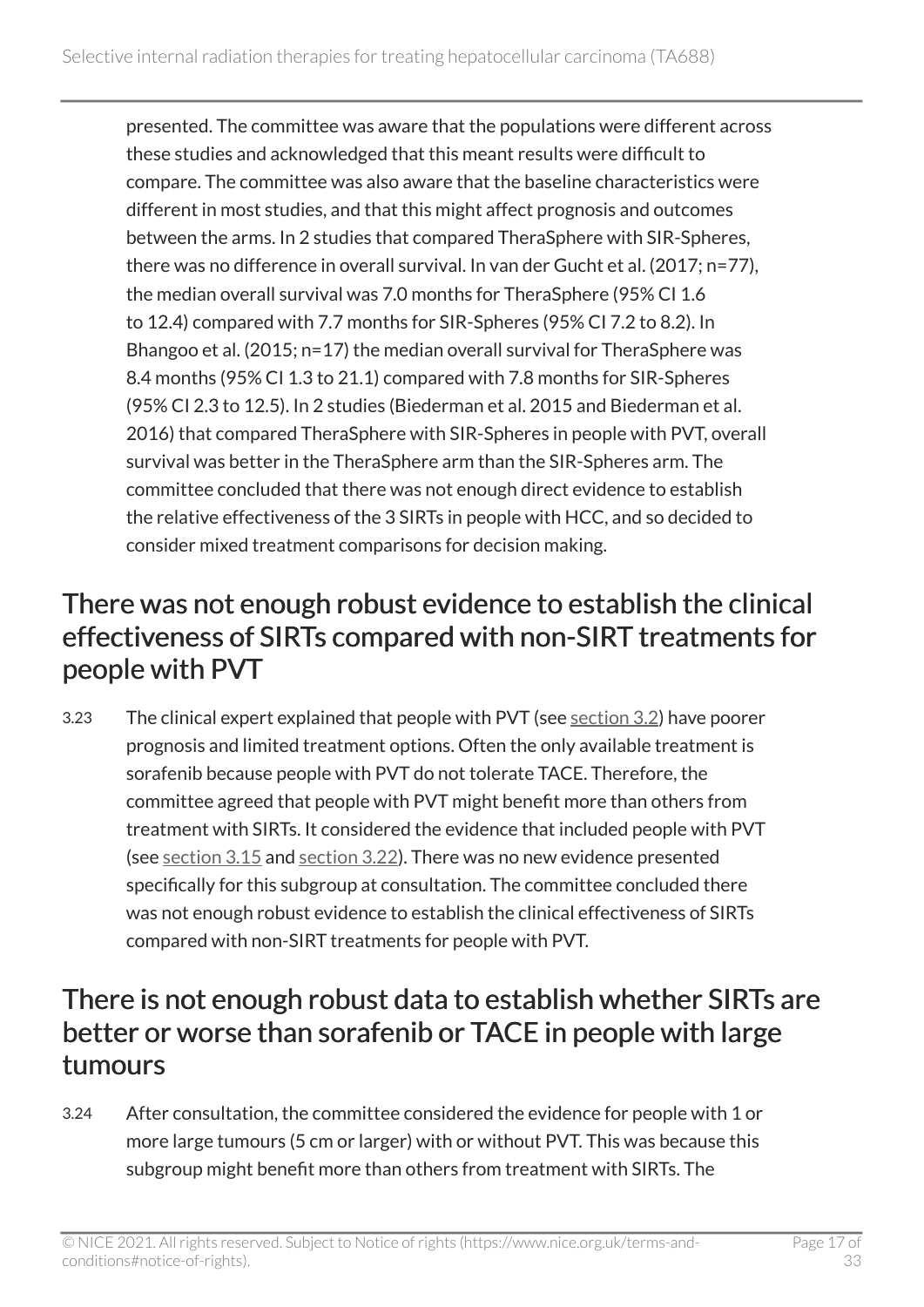presented. The committee was aware that the populations were different across these studies and acknowledged that this meant results were difficult to compare. The committee was also aware that the baseline characteristics were different in most studies, and that this might affect prognosis and outcomes between the arms. In 2 studies that compared TheraSphere with SIR-Spheres, there was no difference in overall survival. In van der Gucht et al. (2017; n=77), the median overall survival was 7.0 months for TheraSphere (95% CI 1.6 to 12.4) compared with 7.7 months for SIR-Spheres (95% CI 7.2 to 8.2). In Bhangoo et al. (2015; n=17) the median overall survival for TheraSphere was 8.4 months (95% CI 1.3 to 21.1) compared with 7.8 months for SIR-Spheres (95% CI 2.3 to 12.5). In 2 studies (Biederman et al. 2015 and Biederman et al. 2016) that compared TheraSphere with SIR-Spheres in people with PVT, overall survival was better in the TheraSphere arm than the SIR-Spheres arm. The committee concluded that there was not enough direct evidence to establish the relative effectiveness of the 3 SIRTs in people with HCC, and so decided to consider mixed treatment comparisons for decision making.

## There was not enough robust evidence to establish the clinical effectiveness of SIRTs compared with non-SIRT treatments for people with PVT

3.23 The clinical expert explained that people with PVT (see section 3.2) have poorer prognosis and limited treatment options. Often the only available treatment is sorafenib because people with PVT do not tolerate TACE. Therefore, the committee agreed that people with PVT might benefit more than others from treatment with SIRTs. It considered the evidence that included people with PVT (see section 3.15 and section 3.22). There was no new evidence presented specifically for this subgroup at consultation. The committee concluded there was not enough robust evidence to establish the clinical effectiveness of SIRTs compared with non-SIRT treatments for people with PVT.

## There is not enough robust data to establish whether SIRTs are better or worse than sorafenib or TACE in people with large tumours

3.24 After consultation, the committee considered the evidence for people with 1 or more large tumours (5 cm or larger) with or without PVT. This was because this subgroup might benefit more than others from treatment with SIRTs. The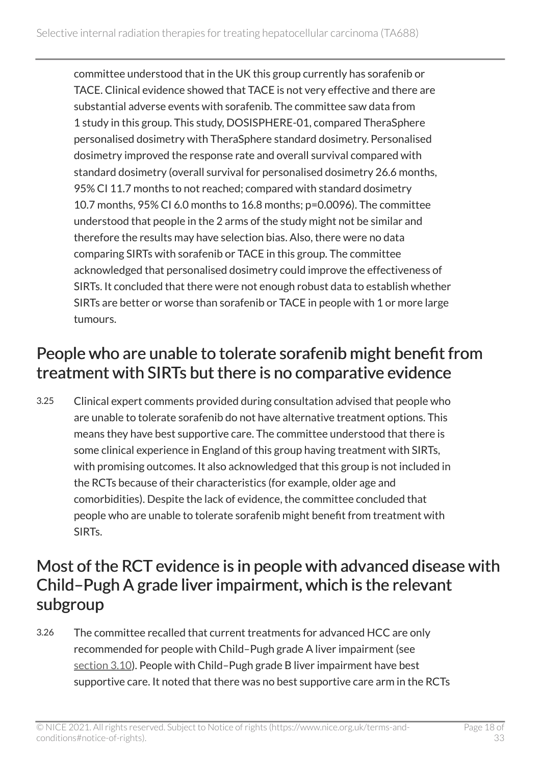committee understood that in the UK this group currently has sorafenib or TACE. Clinical evidence showed that TACE is not very effective and there are substantial adverse events with sorafenib. The committee saw data from 1 study in this group. This study, DOSISPHERE-01, compared TheraSphere personalised dosimetry with TheraSphere standard dosimetry. Personalised dosimetry improved the response rate and overall survival compared with standard dosimetry (overall survival for personalised dosimetry 26.6 months, 95% CI 11.7 months to not reached; compared with standard dosimetry 10.7 months, 95% CI 6.0 months to 16.8 months; p=0.0096). The committee understood that people in the 2 arms of the study might not be similar and therefore the results may have selection bias. Also, there were no data comparing SIRTs with sorafenib or TACE in this group. The committee acknowledged that personalised dosimetry could improve the effectiveness of SIRTs. It concluded that there were not enough robust data to establish whether SIRTs are better or worse than sorafenib or TACE in people with 1 or more large tumours.

## People who are unable to tolerate sorafenib might benefit from treatment with SIRTs but there is no comparative evidence

3.25 Clinical expert comments provided during consultation advised that people who are unable to tolerate sorafenib do not have alternative treatment options. This means they have best supportive care. The committee understood that there is some clinical experience in England of this group having treatment with SIRTs, with promising outcomes. It also acknowledged that this group is not included in the RCTs because of their characteristics (for example, older age and comorbidities). Despite the lack of evidence, the committee concluded that people who are unable to tolerate sorafenib might benefit from treatment with SIRTs.

## Most of the RCT evidence is in people with advanced disease with Child–Pugh A grade liver impairment, which is the relevant subgroup

3.26 The committee recalled that current treatments for advanced HCC are only recommended for people with Child–Pugh grade A liver impairment (see section 3.10). People with Child–Pugh grade B liver impairment have best supportive care. It noted that there was no best supportive care arm in the RCTs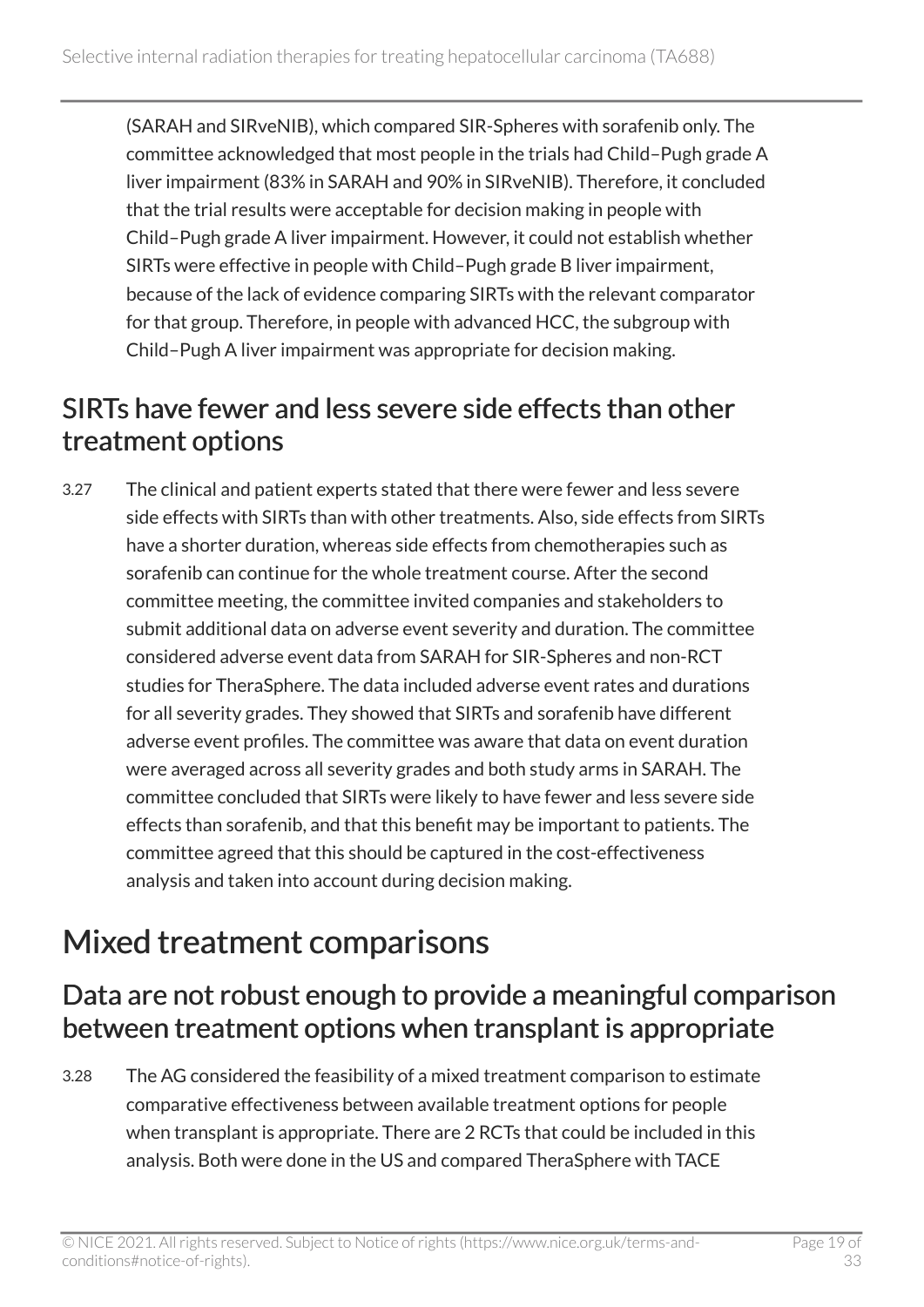(SARAH and SIRveNIB), which compared SIR-Spheres with sorafenib only. The committee acknowledged that most people in the trials had Child–Pugh grade A liver impairment (83% in SARAH and 90% in SIRveNIB). Therefore, it concluded that the trial results were acceptable for decision making in people with Child–Pugh grade A liver impairment. However, it could not establish whether SIRTs were effective in people with Child–Pugh grade B liver impairment, because of the lack of evidence comparing SIRTs with the relevant comparator for that group. Therefore, in people with advanced HCC, the subgroup with Child–Pugh A liver impairment was appropriate for decision making.

## SIRTs have fewer and less severe side effects than other treatment options

3.27 The clinical and patient experts stated that there were fewer and less severe side effects with SIRTs than with other treatments. Also, side effects from SIRTs have a shorter duration, whereas side effects from chemotherapies such as sorafenib can continue for the whole treatment course. After the second committee meeting, the committee invited companies and stakeholders to submit additional data on adverse event severity and duration. The committee considered adverse event data from SARAH for SIR-Spheres and non-RCT studies for TheraSphere. The data included adverse event rates and durations for all severity grades. They showed that SIRTs and sorafenib have different adverse event profiles. The committee was aware that data on event duration were averaged across all severity grades and both study arms in SARAH. The committee concluded that SIRTs were likely to have fewer and less severe side effects than sorafenib, and that this benefit may be important to patients. The committee agreed that this should be captured in the cost-effectiveness analysis and taken into account during decision making.

# Mixed treatment comparisons

## Data are not robust enough to provide a meaningful comparison between treatment options when transplant is appropriate

3.28 The AG considered the feasibility of a mixed treatment comparison to estimate comparative effectiveness between available treatment options for people when transplant is appropriate. There are 2 RCTs that could be included in this analysis. Both were done in the US and compared TheraSphere with TACE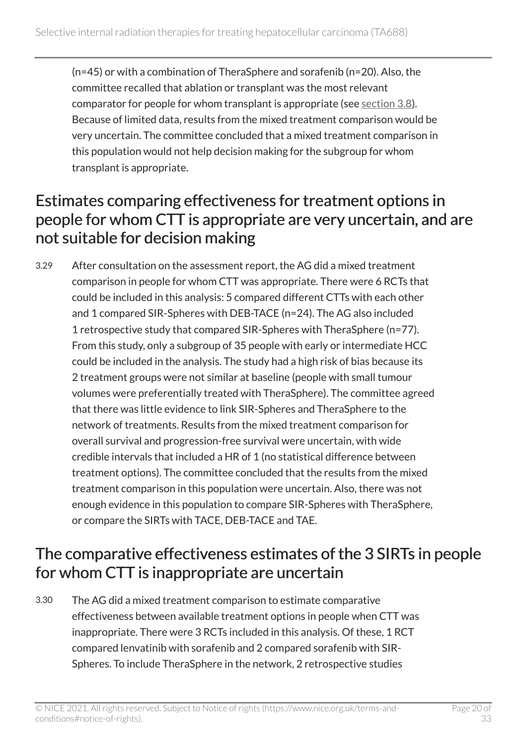(n=45) or with a combination of TheraSphere and sorafenib (n=20). Also, the committee recalled that ablation or transplant was the most relevant comparator for people for whom transplant is appropriate (see section 3.8). Because of limited data, results from the mixed treatment comparison would be very uncertain. The committee concluded that a mixed treatment comparison in this population would not help decision making for the subgroup for whom transplant is appropriate.

## Estimates comparing effectiveness for treatment options in people for whom CTT is appropriate are very uncertain, and are not suitable for decision making

3.29 After consultation on the assessment report, the AG did a mixed treatment comparison in people for whom CTT was appropriate. There were 6 RCTs that could be included in this analysis: 5 compared different CTTs with each other and 1 compared SIR-Spheres with DEB-TACE (n=24). The AG also included 1 retrospective study that compared SIR-Spheres with TheraSphere (n=77). From this study, only a subgroup of 35 people with early or intermediate HCC could be included in the analysis. The study had a high risk of bias because its 2 treatment groups were not similar at baseline (people with small tumour volumes were preferentially treated with TheraSphere). The committee agreed that there was little evidence to link SIR-Spheres and TheraSphere to the network of treatments. Results from the mixed treatment comparison for overall survival and progression-free survival were uncertain, with wide credible intervals that included a HR of 1 (no statistical difference between treatment options). The committee concluded that the results from the mixed treatment comparison in this population were uncertain. Also, there was not enough evidence in this population to compare SIR-Spheres with TheraSphere, or compare the SIRTs with TACE, DEB-TACE and TAE.

## The comparative effectiveness estimates of the 3 SIRTs in people for whom CTT is inappropriate are uncertain

3.30 The AG did a mixed treatment comparison to estimate comparative effectiveness between available treatment options in people when CTT was inappropriate. There were 3 RCTs included in this analysis. Of these, 1 RCT compared lenvatinib with sorafenib and 2 compared sorafenib with SIR-Spheres. To include TheraSphere in the network, 2 retrospective studies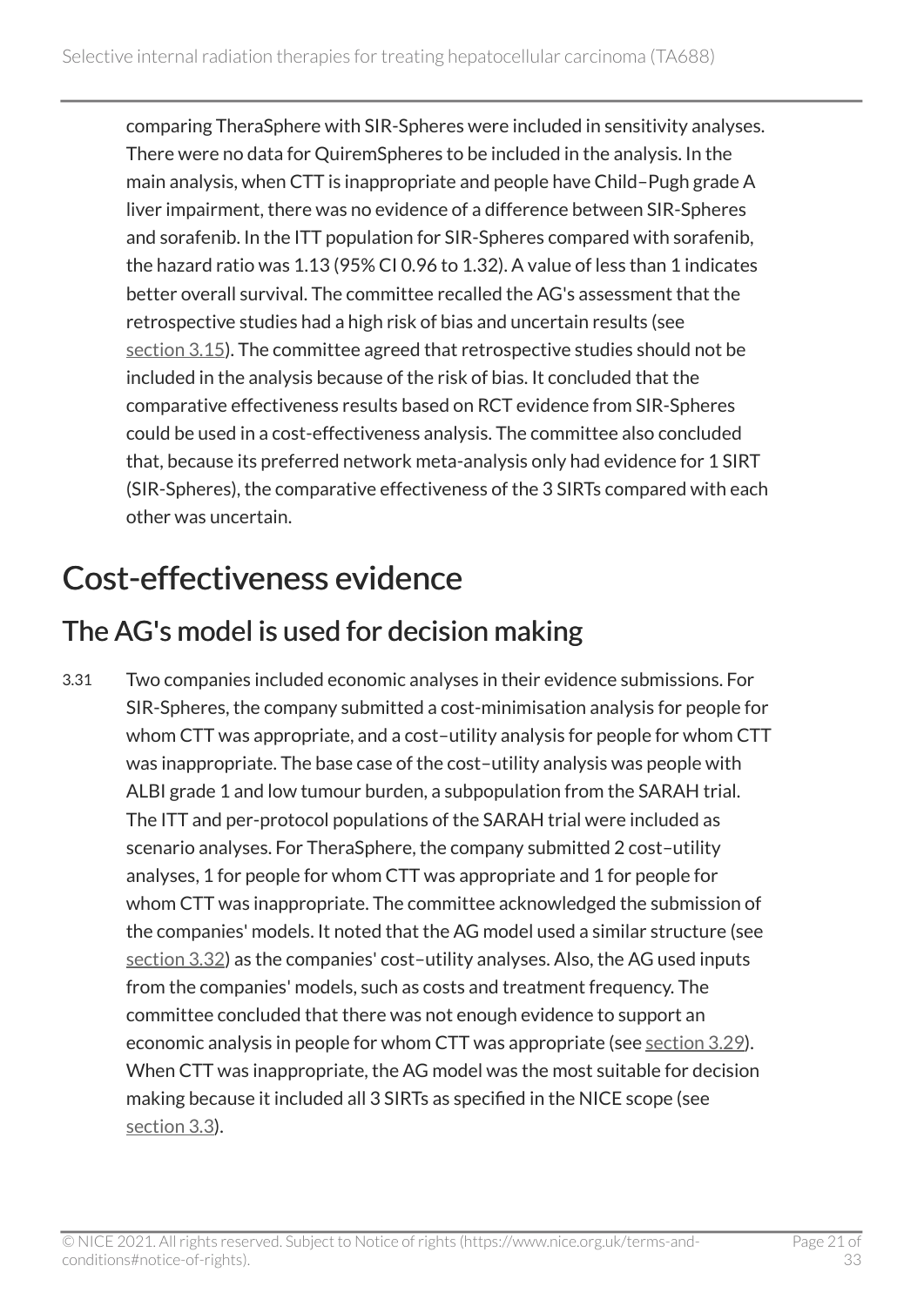comparing TheraSphere with SIR-Spheres were included in sensitivity analyses. There were no data for QuiremSpheres to be included in the analysis. In the main analysis, when CTT is inappropriate and people have Child–Pugh grade A liver impairment, there was no evidence of a difference between SIR-Spheres and sorafenib. In the ITT population for SIR-Spheres compared with sorafenib, the hazard ratio was 1.13 (95% CI 0.96 to 1.32). A value of less than 1 indicates better overall survival. The committee recalled the AG's assessment that the retrospective studies had a high risk of bias and uncertain results (see section 3.15). The committee agreed that retrospective studies should not be included in the analysis because of the risk of bias. It concluded that the comparative effectiveness results based on RCT evidence from SIR-Spheres could be used in a cost-effectiveness analysis. The committee also concluded that, because its preferred network meta-analysis only had evidence for 1 SIRT (SIR-Spheres), the comparative effectiveness of the 3 SIRTs compared with each other was uncertain.

# Cost-effectiveness evidence

## The AG's model is used for decision making

3.31 Two companies included economic analyses in their evidence submissions. For SIR-Spheres, the company submitted a cost-minimisation analysis for people for whom CTT was appropriate, and a cost–utility analysis for people for whom CTT was inappropriate. The base case of the cost–utility analysis was people with ALBI grade 1 and low tumour burden, a subpopulation from the SARAH trial. The ITT and per-protocol populations of the SARAH trial were included as scenario analyses. For TheraSphere, the company submitted 2 cost–utility analyses, 1 for people for whom CTT was appropriate and 1 for people for whom CTT was inappropriate. The committee acknowledged the submission of the companies' models. It noted that the AG model used a similar structure (see section 3.32) as the companies' cost–utility analyses. Also, the AG used inputs from the companies' models, such as costs and treatment frequency. The committee concluded that there was not enough evidence to support an economic analysis in people for whom CTT was appropriate (see section 3.29). When CTT was inappropriate, the AG model was the most suitable for decision making because it included all 3 SIRTs as specified in the NICE scope (see section 3.3).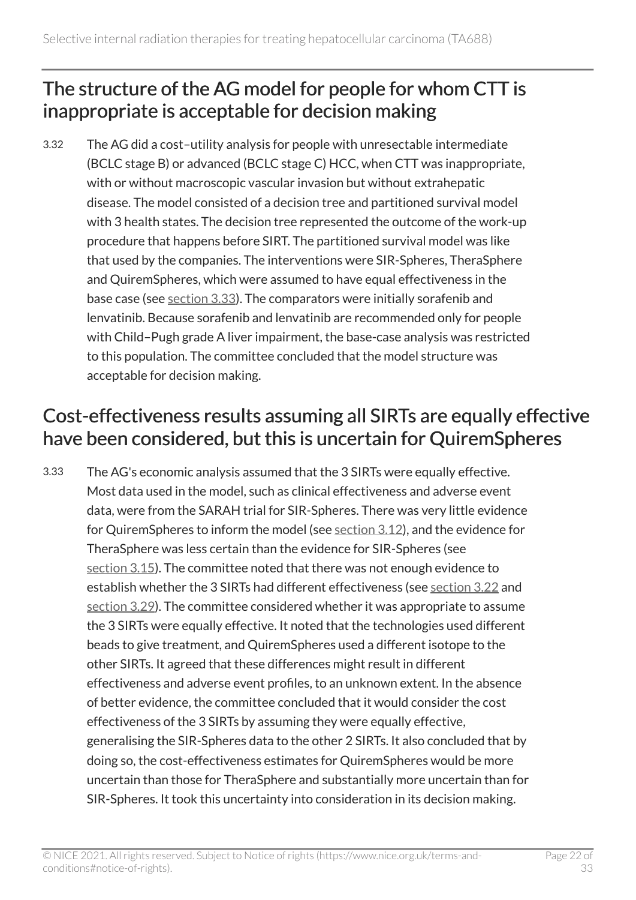## The structure of the AG model for people for whom CTT is inappropriate is acceptable for decision making

3.32 The AG did a cost–utility analysis for people with unresectable intermediate (BCLC stage B) or advanced (BCLC stage C) HCC, when CTT was inappropriate, with or without macroscopic vascular invasion but without extrahepatic disease. The model consisted of a decision tree and partitioned survival model with 3 health states. The decision tree represented the outcome of the work-up procedure that happens before SIRT. The partitioned survival model was like that used by the companies. The interventions were SIR-Spheres, TheraSphere and QuiremSpheres, which were assumed to have equal effectiveness in the base case (see section 3.33). The comparators were initially sorafenib and lenvatinib. Because sorafenib and lenvatinib are recommended only for people with Child–Pugh grade A liver impairment, the base-case analysis was restricted to this population. The committee concluded that the model structure was acceptable for decision making.

## Cost-effectiveness results assuming all SIRTs are equally effective have been considered, but this is uncertain for QuiremSpheres

3.33 The AG's economic analysis assumed that the 3 SIRTs were equally effective. Most data used in the model, such as clinical effectiveness and adverse event data, were from the SARAH trial for SIR-Spheres. There was very little evidence for QuiremSpheres to inform the model (see section 3.12), and the evidence for TheraSphere was less certain than the evidence for SIR-Spheres (see section 3.15). The committee noted that there was not enough evidence to establish whether the 3 SIRTs had different effectiveness (see section 3.22 and section 3.29). The committee considered whether it was appropriate to assume the 3 SIRTs were equally effective. It noted that the technologies used different beads to give treatment, and QuiremSpheres used a different isotope to the other SIRTs. It agreed that these differences might result in different effectiveness and adverse event profiles, to an unknown extent. In the absence of better evidence, the committee concluded that it would consider the cost effectiveness of the 3 SIRTs by assuming they were equally effective, generalising the SIR-Spheres data to the other 2 SIRTs. It also concluded that by doing so, the cost-effectiveness estimates for QuiremSpheres would be more uncertain than those for TheraSphere and substantially more uncertain than for SIR-Spheres. It took this uncertainty into consideration in its decision making.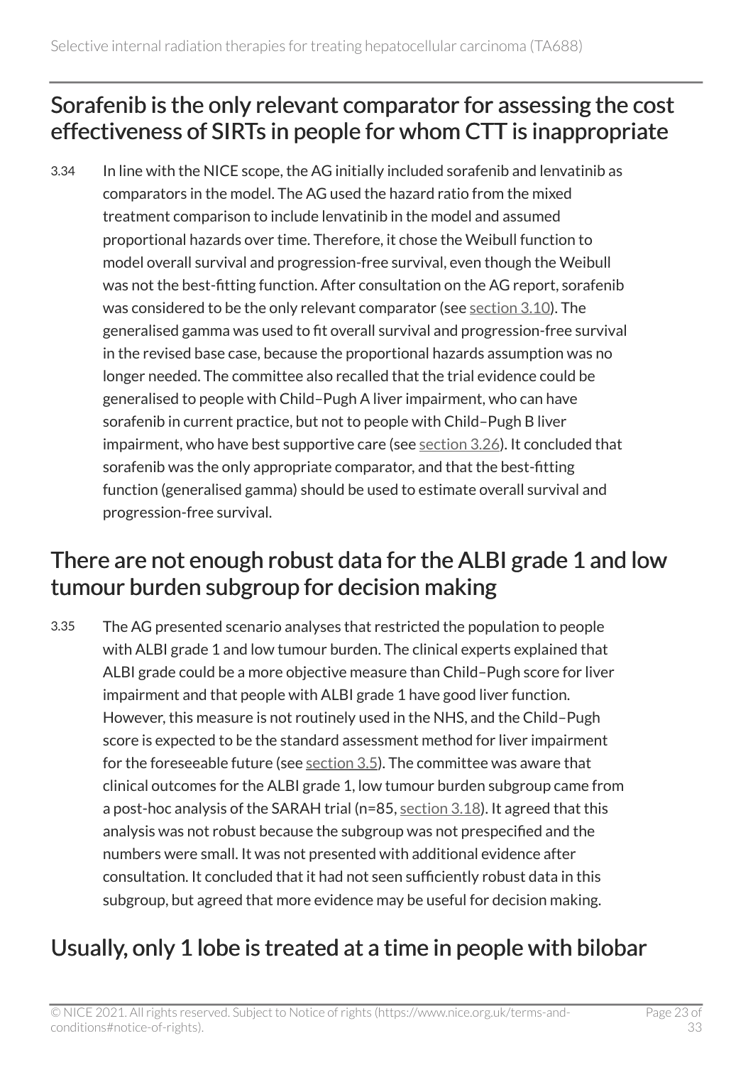## Sorafenib is the only relevant comparator for assessing the cost effectiveness of SIRTs in people for whom CTT is inappropriate

3.34 In line with the NICE scope, the AG initially included sorafenib and lenvatinib as comparators in the model. The AG used the hazard ratio from the mixed treatment comparison to include lenvatinib in the model and assumed proportional hazards over time. Therefore, it chose the Weibull function to model overall survival and progression-free survival, even though the Weibull was not the best-fitting function. After consultation on the AG report, sorafenib was considered to be the only relevant comparator (see section 3.10). The generalised gamma was used to fit overall survival and progression-free survival in the revised base case, because the proportional hazards assumption was no longer needed. The committee also recalled that the trial evidence could be generalised to people with Child–Pugh A liver impairment, who can have sorafenib in current practice, but not to people with Child–Pugh B liver impairment, who have best supportive care (see section 3.26). It concluded that sorafenib was the only appropriate comparator, and that the best-fitting function (generalised gamma) should be used to estimate overall survival and progression-free survival.

## There are not enough robust data for the ALBI grade 1 and low tumour burden subgroup for decision making

3.35 The AG presented scenario analyses that restricted the population to people with ALBI grade 1 and low tumour burden. The clinical experts explained that ALBI grade could be a more objective measure than Child–Pugh score for liver impairment and that people with ALBI grade 1 have good liver function. However, this measure is not routinely used in the NHS, and the Child–Pugh score is expected to be the standard assessment method for liver impairment for the foreseeable future (see section 3.5). The committee was aware that clinical outcomes for the ALBI grade 1, low tumour burden subgroup came from a post-hoc analysis of the SARAH trial (n=85, section 3.18). It agreed that this analysis was not robust because the subgroup was not prespecified and the numbers were small. It was not presented with additional evidence after consultation. It concluded that it had not seen sufficiently robust data in this subgroup, but agreed that more evidence may be useful for decision making.

## Usually, only 1 lobe is treated at a time in people with bilobar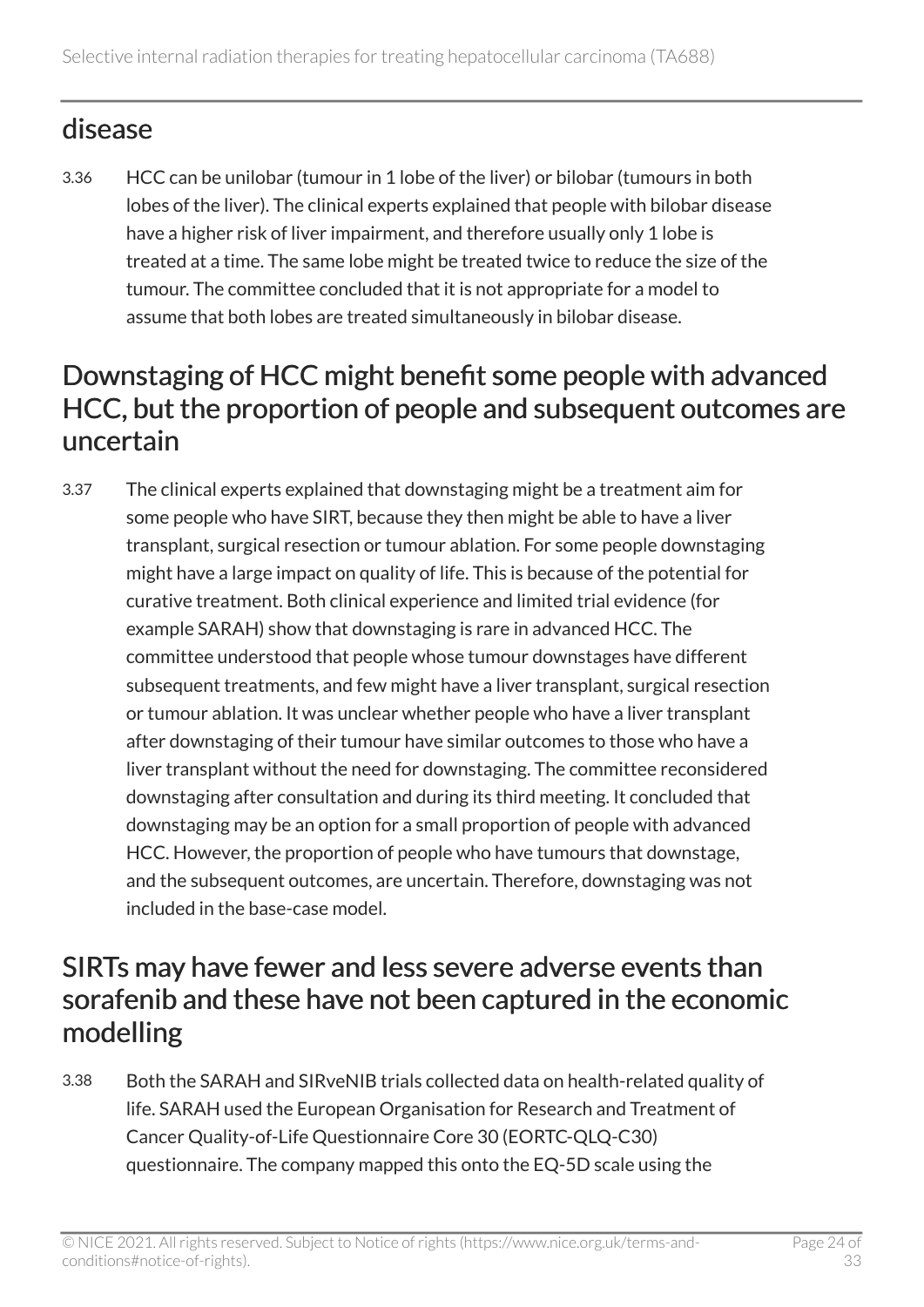## disease

3.36 HCC can be unilobar (tumour in 1 lobe of the liver) or bilobar (tumours in both lobes of the liver). The clinical experts explained that people with bilobar disease have a higher risk of liver impairment, and therefore usually only 1 lobe is treated at a time. The same lobe might be treated twice to reduce the size of the tumour. The committee concluded that it is not appropriate for a model to assume that both lobes are treated simultaneously in bilobar disease.

## Downstaging of HCC might benefit some people with advanced HCC, but the proportion of people and subsequent outcomes are uncertain

3.37 The clinical experts explained that downstaging might be a treatment aim for some people who have SIRT, because they then might be able to have a liver transplant, surgical resection or tumour ablation. For some people downstaging might have a large impact on quality of life. This is because of the potential for curative treatment. Both clinical experience and limited trial evidence (for example SARAH) show that downstaging is rare in advanced HCC. The committee understood that people whose tumour downstages have different subsequent treatments, and few might have a liver transplant, surgical resection or tumour ablation. It was unclear whether people who have a liver transplant after downstaging of their tumour have similar outcomes to those who have a liver transplant without the need for downstaging. The committee reconsidered downstaging after consultation and during its third meeting. It concluded that downstaging may be an option for a small proportion of people with advanced HCC. However, the proportion of people who have tumours that downstage, and the subsequent outcomes, are uncertain. Therefore, downstaging was not included in the base-case model.

## SIRTs may have fewer and less severe adverse events than sorafenib and these have not been captured in the economic modelling

3.38 Both the SARAH and SIRveNIB trials collected data on health-related quality of life. SARAH used the European Organisation for Research and Treatment of Cancer Quality-of-Life Questionnaire Core 30 (EORTC-QLQ-C30) questionnaire. The company mapped this onto the EQ-5D scale using the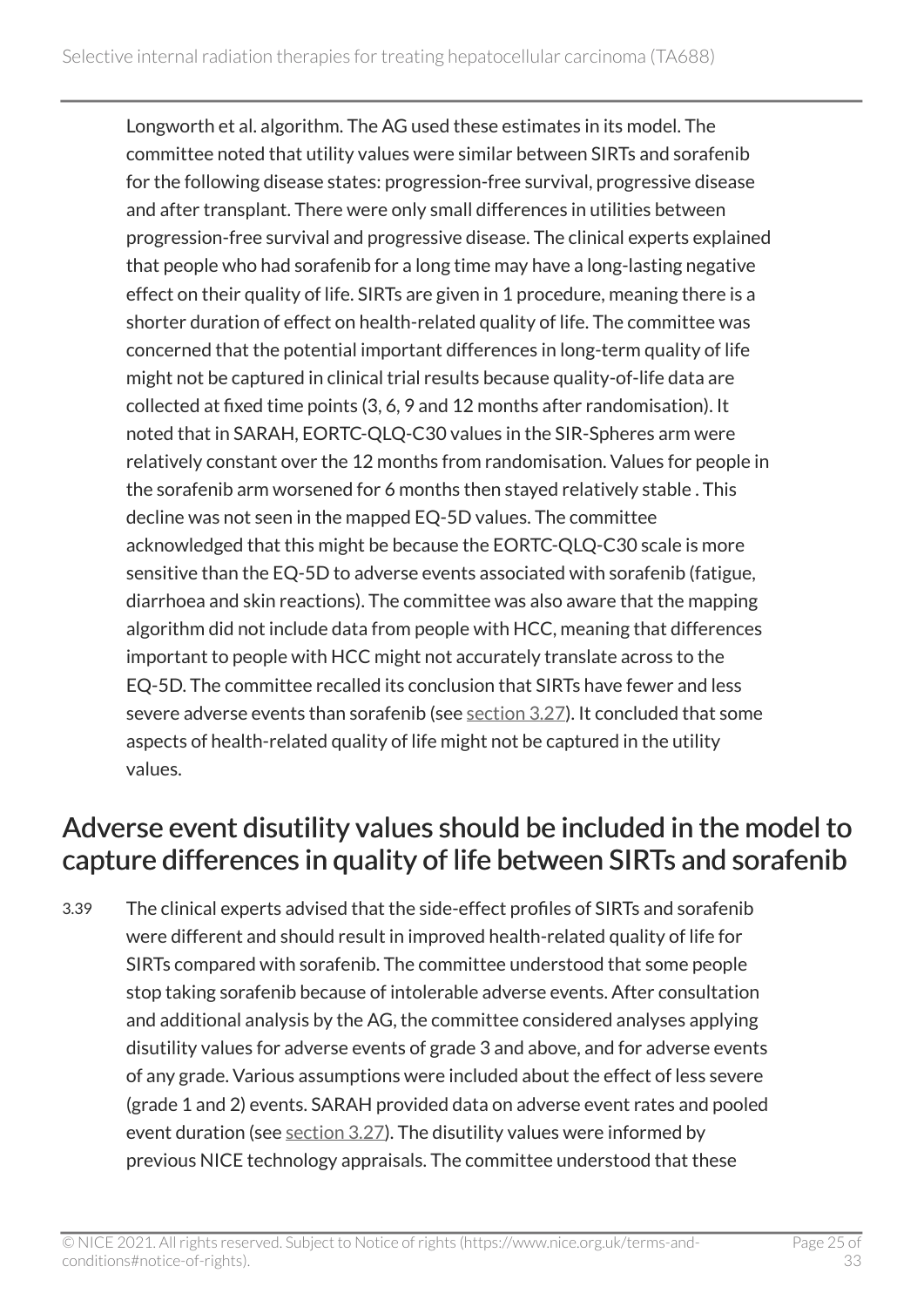Longworth et al. algorithm. The AG used these estimates in its model. The committee noted that utility values were similar between SIRTs and sorafenib for the following disease states: progression-free survival, progressive disease and after transplant. There were only small differences in utilities between progression-free survival and progressive disease. The clinical experts explained that people who had sorafenib for a long time may have a long-lasting negative effect on their quality of life. SIRTs are given in 1 procedure, meaning there is a shorter duration of effect on health-related quality of life. The committee was concerned that the potential important differences in long-term quality of life might not be captured in clinical trial results because quality-of-life data are collected at fixed time points (3, 6, 9 and 12 months after randomisation). It noted that in SARAH, EORTC-QLQ-C30 values in the SIR-Spheres arm were relatively constant over the 12 months from randomisation. Values for people in the sorafenib arm worsened for 6 months then stayed relatively stable . This decline was not seen in the mapped EQ-5D values. The committee acknowledged that this might be because the EORTC-QLQ-C30 scale is more sensitive than the EQ-5D to adverse events associated with sorafenib (fatigue, diarrhoea and skin reactions). The committee was also aware that the mapping algorithm did not include data from people with HCC, meaning that differences important to people with HCC might not accurately translate across to the EQ-5D. The committee recalled its conclusion that SIRTs have fewer and less severe adverse events than sorafenib (see section 3.27). It concluded that some aspects of health-related quality of life might not be captured in the utility values.

## Adverse event disutility values should be included in the model to capture differences in quality of life between SIRTs and sorafenib

3.39 The clinical experts advised that the side-effect profiles of SIRTs and sorafenib were different and should result in improved health-related quality of life for SIRTs compared with sorafenib. The committee understood that some people stop taking sorafenib because of intolerable adverse events. After consultation and additional analysis by the AG, the committee considered analyses applying disutility values for adverse events of grade 3 and above, and for adverse events of any grade. Various assumptions were included about the effect of less severe (grade 1 and 2) events. SARAH provided data on adverse event rates and pooled event duration (see section 3.27). The disutility values were informed by previous NICE technology appraisals. The committee understood that these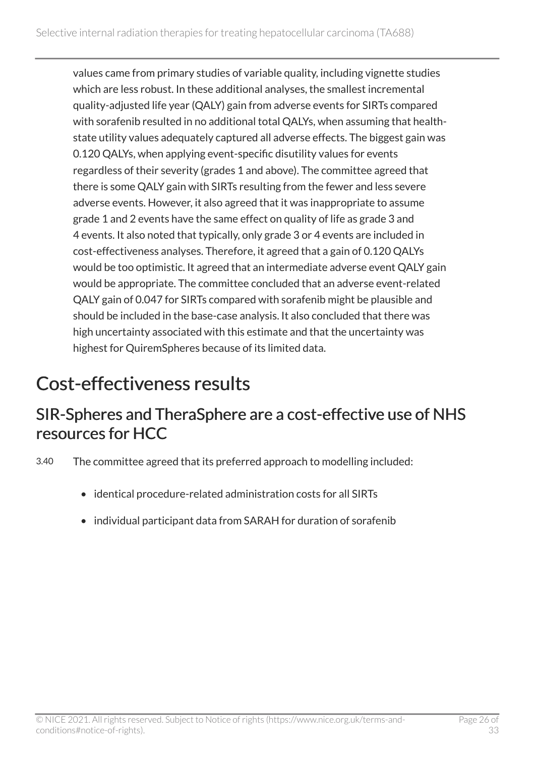values came from primary studies of variable quality, including vignette studies which are less robust. In these additional analyses, the smallest incremental quality-adjusted life year (QALY) gain from adverse events for SIRTs compared with sorafenib resulted in no additional total QALYs, when assuming that health-state utility values adequately captured all adverse effects. The biggest gain was 0.120 QALYs, when applying event-specific disutility values for events regardless of their severity (grades 1 and above). The committee agreed that there is some QALY gain with SIRTs resulting from the fewer and less severe adverse events. However, it also agreed that it was inappropriate to assume grade 1 and 2 events have the same effect on quality of life as grade 3 and 4 events. It also noted that typically, only grade 3 or 4 events are included in cost-effectiveness analyses. Therefore, it agreed that a gain of 0.120 QALYs would be too optimistic. It agreed that an intermediate adverse event QALY gain would be appropriate. The committee concluded that an adverse event-related QALY gain of 0.047 for SIRTs compared with sorafenib might be plausible and should be included in the base-case analysis. It also concluded that there was high uncertainty associated with this estimate and that the uncertainty was highest for QuiremSpheres because of its limited data.

# Cost-effectiveness results

## SIR-Spheres and TheraSphere are a cost-effective use of NHS resources for HCC

3.40 The committee agreed that its preferred approach to modelling included:

- identical procedure-related administration costs for all SIRTs
- individual participant data from SARAH for duration of sorafenib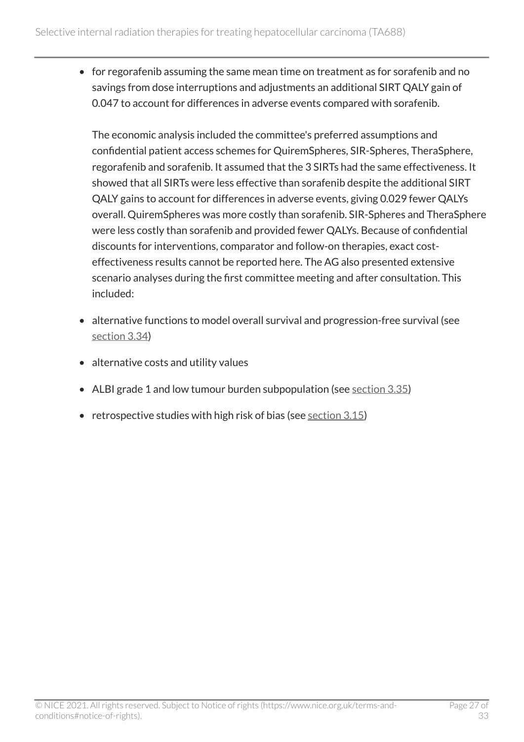- for regorafenib assuming the same mean time on treatment as for sorafenib and no savings from dose interruptions and adjustments an additional SIRT QALY gain of 0.047 to account for differences in adverse events compared with sorafenib.

  The economic analysis included the committee's preferred assumptions and confidential patient access schemes for QuiremSpheres, SIR-Spheres, TheraSphere, regorafenib and sorafenib. It assumed that the 3 SIRTs had the same effectiveness. It showed that all SIRTs were less effective than sorafenib despite the additional SIRT QALY gains to account for differences in adverse events, giving 0.029 fewer QALYs overall. QuiremSpheres was more costly than sorafenib. SIR-Spheres and TheraSphere were less costly than sorafenib and provided fewer QALYs. Because of confidential discounts for interventions, comparator and follow-on therapies, exact cost-effectiveness results cannot be reported here. The AG also presented extensive scenario analyses during the first committee meeting and after consultation. This included:

- alternative functions to model overall survival and progression-free survival (see section 3.34)
- alternative costs and utility values
- ALBI grade 1 and low tumour burden subpopulation (see section 3.35)
- retrospective studies with high risk of bias (see section 3.15)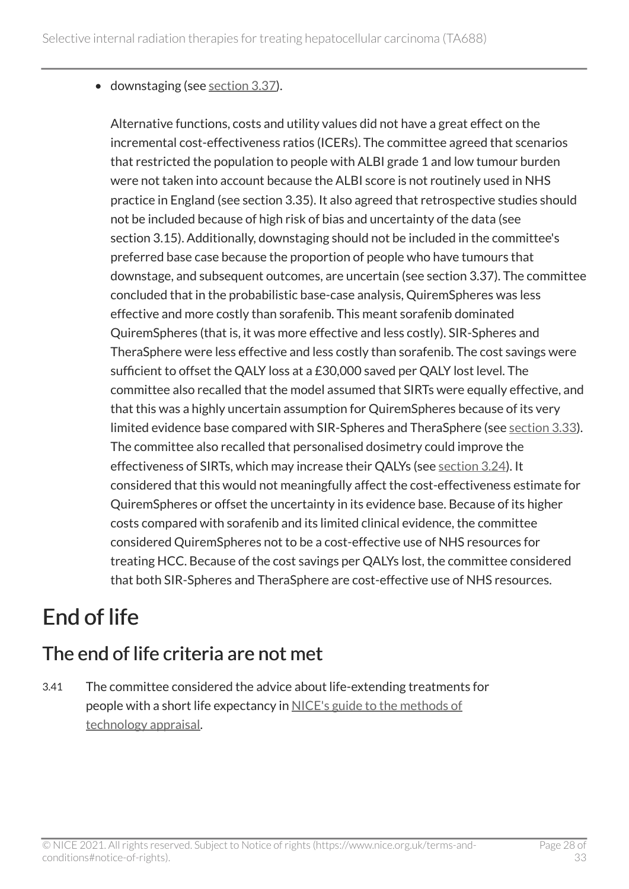- downstaging (see section 3.37).

  Alternative functions, costs and utility values did not have a great effect on the incremental cost-effectiveness ratios (ICERs). The committee agreed that scenarios that restricted the population to people with ALBI grade 1 and low tumour burden were not taken into account because the ALBI score is not routinely used in NHS practice in England (see section 3.35). It also agreed that retrospective studies should not be included because of high risk of bias and uncertainty of the data (see section 3.15). Additionally, downstaging should not be included in the committee's preferred base case because the proportion of people who have tumours that downstage, and subsequent outcomes, are uncertain (see section 3.37). The committee concluded that in the probabilistic base-case analysis, QuiremSpheres was less effective and more costly than sorafenib. This meant sorafenib dominated QuiremSpheres (that is, it was more effective and less costly). SIR-Spheres and TheraSphere were less effective and less costly than sorafenib. The cost savings were sufficient to offset the QALY loss at a £30,000 saved per QALY lost level. The committee also recalled that the model assumed that SIRTs were equally effective, and that this was a highly uncertain assumption for QuiremSpheres because of its very limited evidence base compared with SIR-Spheres and TheraSphere (see section 3.33). The committee also recalled that personalised dosimetry could improve the effectiveness of SIRTs, which may increase their QALYs (see section 3.24). It considered that this would not meaningfully affect the cost-effectiveness estimate for QuiremSpheres or offset the uncertainty in its evidence base. Because of its higher costs compared with sorafenib and its limited clinical evidence, the committee considered QuiremSpheres not to be a cost-effective use of NHS resources for treating HCC. Because of the cost savings per QALYs lost, the committee considered that both SIR-Spheres and TheraSphere are cost-effective use of NHS resources.

# End of life

## The end of life criteria are not met

3.41 The committee considered the advice about life-extending treatments for people with a short life expectancy in NICE's guide to the methods of technology appraisal.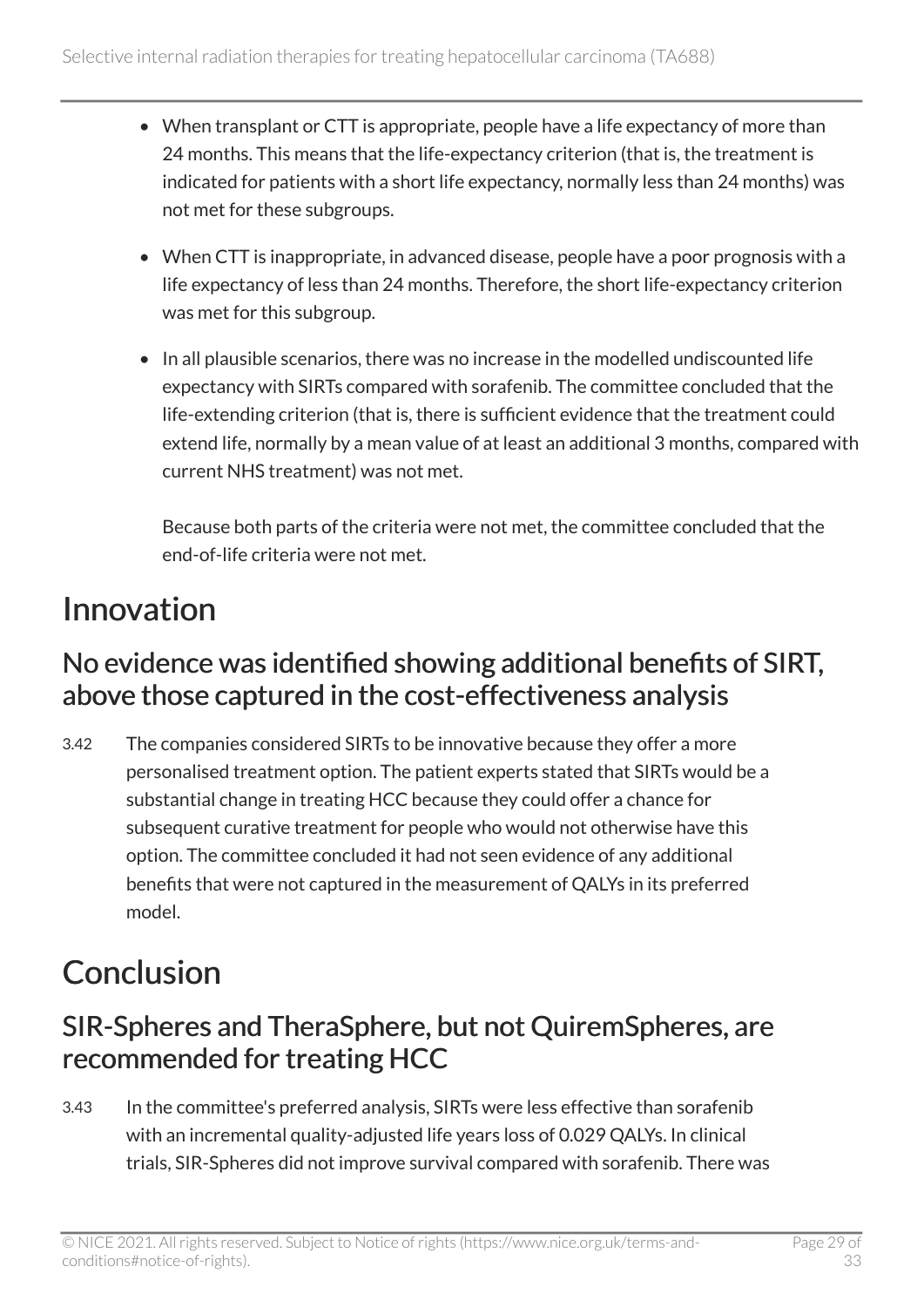- When transplant or CTT is appropriate, people have a life expectancy of more than 24 months. This means that the life-expectancy criterion (that is, the treatment is indicated for patients with a short life expectancy, normally less than 24 months) was not met for these subgroups.
- When CTT is inappropriate, in advanced disease, people have a poor prognosis with a life expectancy of less than 24 months. Therefore, the short life-expectancy criterion was met for this subgroup.
- In all plausible scenarios, there was no increase in the modelled undiscounted life expectancy with SIRTs compared with sorafenib. The committee concluded that the life-extending criterion (that is, there is sufficient evidence that the treatment could extend life, normally by a mean value of at least an additional 3 months, compared with current NHS treatment) was not met.

  Because both parts of the criteria were not met, the committee concluded that the end-of-life criteria were not met.

# Innovation

## No evidence was identified showing additional benefits of SIRT, above those captured in the cost-effectiveness analysis

3.42 The companies considered SIRTs to be innovative because they offer a more personalised treatment option. The patient experts stated that SIRTs would be a substantial change in treating HCC because they could offer a chance for subsequent curative treatment for people who would not otherwise have this option. The committee concluded it had not seen evidence of any additional benefits that were not captured in the measurement of QALYs in its preferred model.

# Conclusion

## SIR-Spheres and TheraSphere, but not QuiremSpheres, are recommended for treating HCC

3.43 In the committee's preferred analysis, SIRTs were less effective than sorafenib with an incremental quality-adjusted life years loss of 0.029 QALYs. In clinical trials, SIR-Spheres did not improve survival compared with sorafenib. There was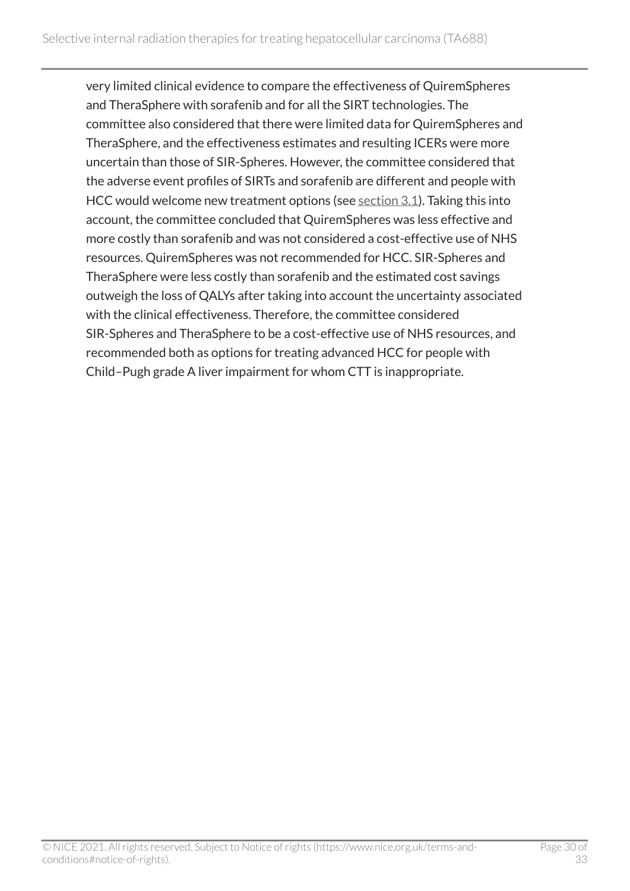very limited clinical evidence to compare the effectiveness of QuiremSpheres and TheraSphere with sorafenib and for all the SIRT technologies. The committee also considered that there were limited data for QuiremSpheres and TheraSphere, and the effectiveness estimates and resulting ICERs were more uncertain than those of SIR-Spheres. However, the committee considered that the adverse event profiles of SIRTs and sorafenib are different and people with HCC would welcome new treatment options (see section 3.1). Taking this into account, the committee concluded that QuiremSpheres was less effective and more costly than sorafenib and was not considered a cost-effective use of NHS resources. QuiremSpheres was not recommended for HCC. SIR-Spheres and TheraSphere were less costly than sorafenib and the estimated cost savings outweigh the loss of QALYs after taking into account the uncertainty associated with the clinical effectiveness. Therefore, the committee considered SIR-Spheres and TheraSphere to be a cost-effective use of NHS resources, and recommended both as options for treating advanced HCC for people with Child–Pugh grade A liver impairment for whom CTT is inappropriate.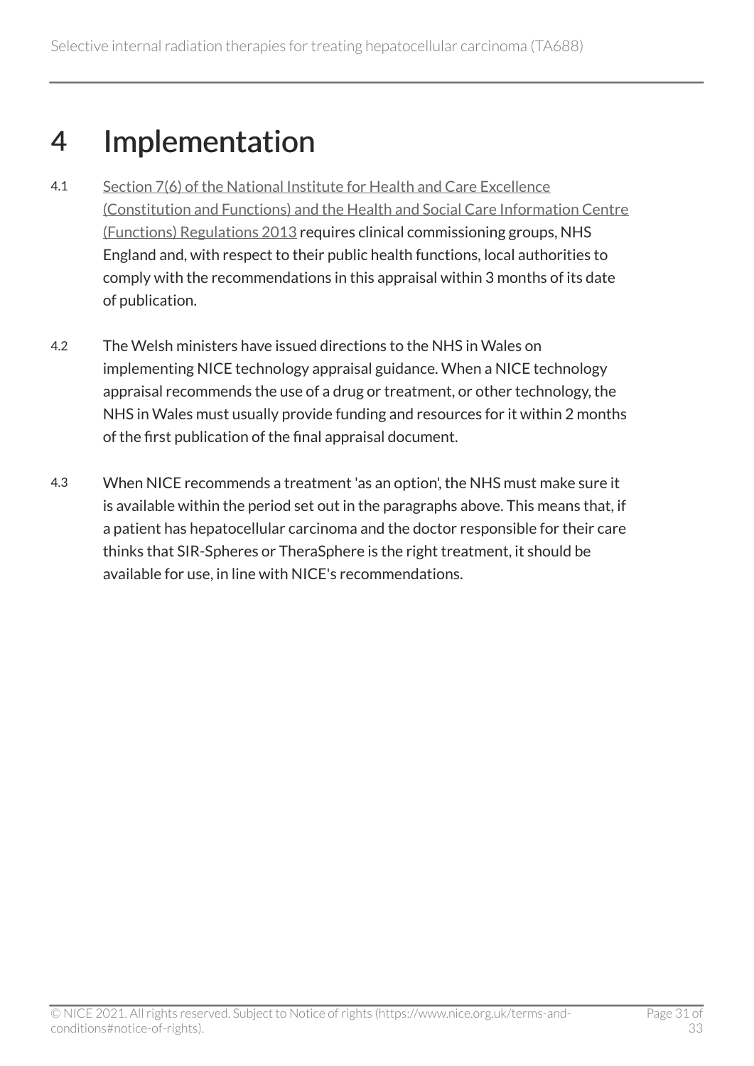# 4 Implementation

4.1 Section 7(6) of the National Institute for Health and Care Excellence (Constitution and Functions) and the Health and Social Care Information Centre (Functions) Regulations 2013 requires clinical commissioning groups, NHS England and, with respect to their public health functions, local authorities to comply with the recommendations in this appraisal within 3 months of its date of publication.

4.2 The Welsh ministers have issued directions to the NHS in Wales on implementing NICE technology appraisal guidance. When a NICE technology appraisal recommends the use of a drug or treatment, or other technology, the NHS in Wales must usually provide funding and resources for it within 2 months of the first publication of the final appraisal document.

4.3 When NICE recommends a treatment 'as an option', the NHS must make sure it is available within the period set out in the paragraphs above. This means that, if a patient has hepatocellular carcinoma and the doctor responsible for their care thinks that SIR-Spheres or TheraSphere is the right treatment, it should be available for use, in line with NICE's recommendations.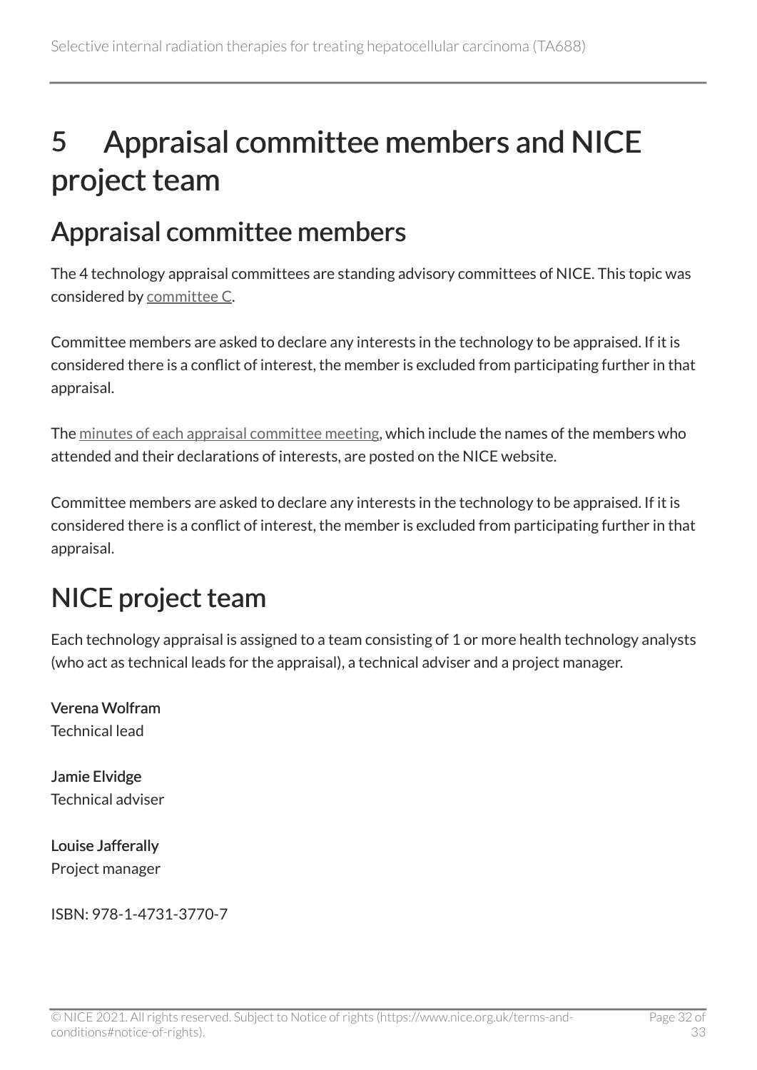# 5 Appraisal committee members and NICE project team

## Appraisal committee members

The 4 technology appraisal committees are standing advisory committees of NICE. This topic was considered by committee C.

Committee members are asked to declare any interests in the technology to be appraised. If it is considered there is a conflict of interest, the member is excluded from participating further in that appraisal.

The minutes of each appraisal committee meeting, which include the names of the members who attended and their declarations of interests, are posted on the NICE website.

Committee members are asked to declare any interests in the technology to be appraised. If it is considered there is a conflict of interest, the member is excluded from participating further in that appraisal.

## NICE project team

Each technology appraisal is assigned to a team consisting of 1 or more health technology analysts (who act as technical leads for the appraisal), a technical adviser and a project manager.

**Verena Wolfram**
Technical lead

**Jamie Elvidge**
Technical adviser

**Louise Jafferally**
Project manager

ISBN: 978-1-4731-3770-7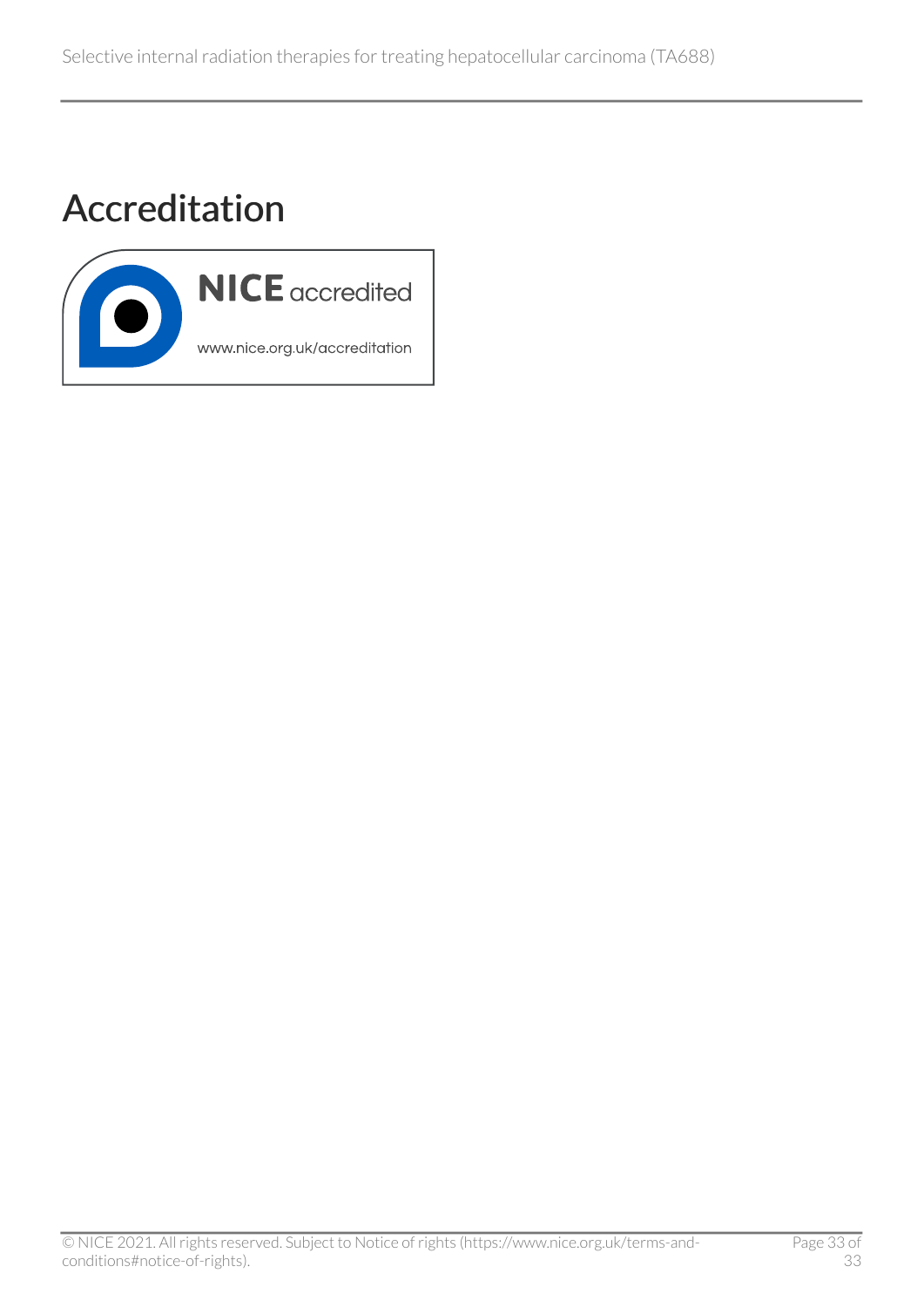# Accreditation

NICE accredited

www.nice.org.uk/accreditation